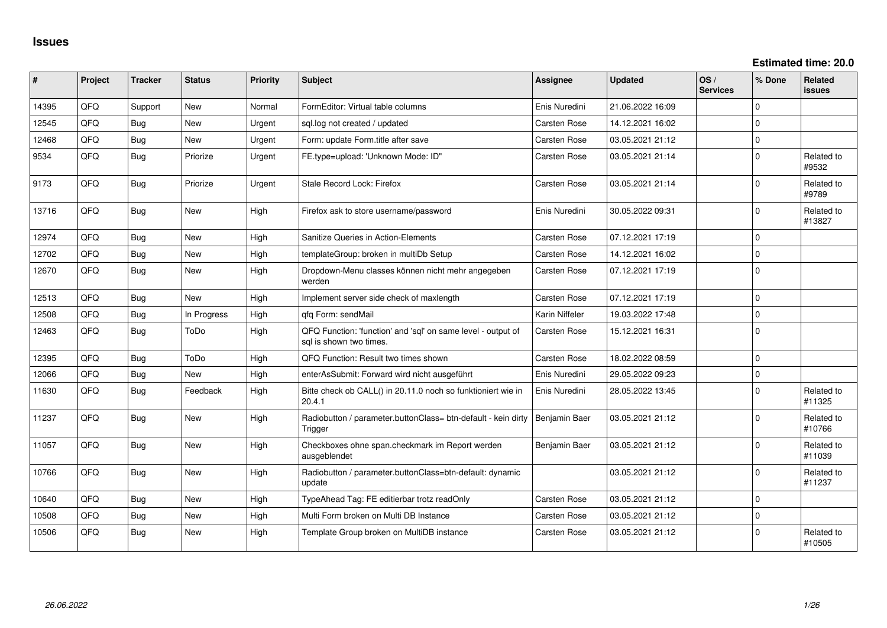# Issues

**Estimated time: 20.0**

| # | Project | Tracker | Status | Priority | Subject | Assignee | Updated | OS / Services | % Done | Related issues |
|---|---|---|---|---|---|---|---|---|---|---|
| 14395 | QFQ | Support | New | Normal | FormEditor: Virtual table columns | Enis Nuredini | 21.06.2022 16:09 | | 0 | |
| 12545 | QFQ | Bug | New | Urgent | sql.log not created / updated | Carsten Rose | 14.12.2021 16:02 | | 0 | |
| 12468 | QFQ | Bug | New | Urgent | Form: update Form.title after save | Carsten Rose | 03.05.2021 21:12 | | 0 | |
| 9534 | QFQ | Bug | Priorize | Urgent | FE.type=upload: 'Unknown Mode: ID" | Carsten Rose | 03.05.2021 21:14 | | 0 | Related to #9532 |
| 9173 | QFQ | Bug | Priorize | Urgent | Stale Record Lock: Firefox | Carsten Rose | 03.05.2021 21:14 | | 0 | Related to #9789 |
| 13716 | QFQ | Bug | New | High | Firefox ask to store username/password | Enis Nuredini | 30.05.2022 09:31 | | 0 | Related to #13827 |
| 12974 | QFQ | Bug | New | High | Sanitize Queries in Action-Elements | Carsten Rose | 07.12.2021 17:19 | | 0 | |
| 12702 | QFQ | Bug | New | High | templateGroup: broken in multiDb Setup | Carsten Rose | 14.12.2021 16:02 | | 0 | |
| 12670 | QFQ | Bug | New | High | Dropdown-Menu classes können nicht mehr angegeben werden | Carsten Rose | 07.12.2021 17:19 | | 0 | |
| 12513 | QFQ | Bug | New | High | Implement server side check of maxlength | Carsten Rose | 07.12.2021 17:19 | | 0 | |
| 12508 | QFQ | Bug | In Progress | High | qfq Form: sendMail | Karin Niffeler | 19.03.2022 17:48 | | 0 | |
| 12463 | QFQ | Bug | ToDo | High | QFQ Function: 'function' and 'sql' on same level - output of sql is shown two times. | Carsten Rose | 15.12.2021 16:31 | | 0 | |
| 12395 | QFQ | Bug | ToDo | High | QFQ Function: Result two times shown | Carsten Rose | 18.02.2022 08:59 | | 0 | |
| 12066 | QFQ | Bug | New | High | enterAsSubmit: Forward wird nicht ausgeführt | Enis Nuredini | 29.05.2022 09:23 | | 0 | |
| 11630 | QFQ | Bug | Feedback | High | Bitte check ob CALL() in 20.11.0 noch so funktioniert wie in 20.4.1 | Enis Nuredini | 28.05.2022 13:45 | | 0 | Related to #11325 |
| 11237 | QFQ | Bug | New | High | Radiobutton / parameter.buttonClass= btn-default - kein dirty Trigger | Benjamin Baer | 03.05.2021 21:12 | | 0 | Related to #10766 |
| 11057 | QFQ | Bug | New | High | Checkboxes ohne span.checkmark im Report werden ausgeblendet | Benjamin Baer | 03.05.2021 21:12 | | 0 | Related to #11039 |
| 10766 | QFQ | Bug | New | High | Radiobutton / parameter.buttonClass=btn-default: dynamic update | | 03.05.2021 21:12 | | 0 | Related to #11237 |
| 10640 | QFQ | Bug | New | High | TypeAhead Tag: FE editierbar trotz readOnly | Carsten Rose | 03.05.2021 21:12 | | 0 | |
| 10508 | QFQ | Bug | New | High | Multi Form broken on Multi DB Instance | Carsten Rose | 03.05.2021 21:12 | | 0 | |
| 10506 | QFQ | Bug | New | High | Template Group broken on MultiDB instance | Carsten Rose | 03.05.2021 21:12 | | 0 | Related to #10505 |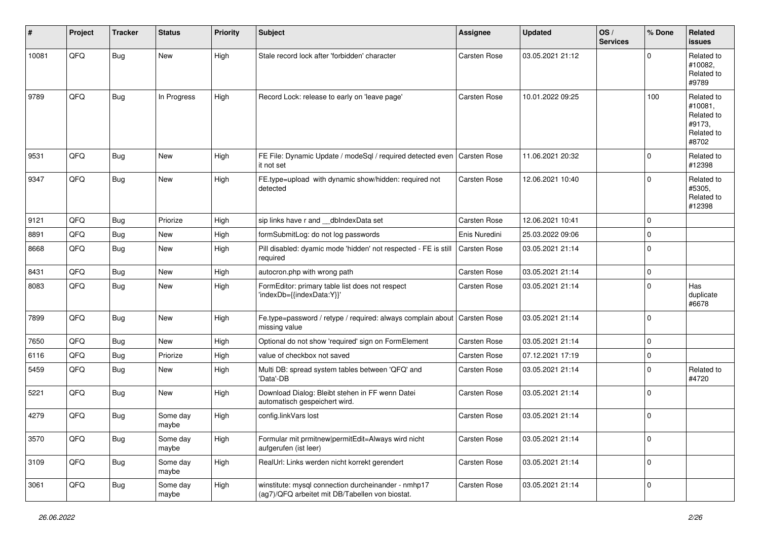| # | Project | Tracker | Status | Priority | Subject | Assignee | Updated | OS / Services | % Done | Related issues |
|---|---|---|---|---|---|---|---|---|---|---|
| 10081 | QFQ | Bug | New | High | Stale record lock after 'forbidden' character | Carsten Rose | 03.05.2021 21:12 | | 0 | Related to #10082, Related to #9789 |
| 9789 | QFQ | Bug | In Progress | High | Record Lock: release to early on 'leave page' | Carsten Rose | 10.01.2022 09:25 | | 100 | Related to #10081, Related to #9173, Related to #8702 |
| 9531 | QFQ | Bug | New | High | FE File: Dynamic Update / modeSql / required detected even it not set | Carsten Rose | 11.06.2021 20:32 | | 0 | Related to #12398 |
| 9347 | QFQ | Bug | New | High | FE.type=upload with dynamic show/hidden: required not detected | Carsten Rose | 12.06.2021 10:40 | | 0 | Related to #5305, Related to #12398 |
| 9121 | QFQ | Bug | Priorize | High | sip links have r and __dbIndexData set | Carsten Rose | 12.06.2021 10:41 | | 0 | |
| 8891 | QFQ | Bug | New | High | formSubmitLog: do not log passwords | Enis Nuredini | 25.03.2022 09:06 | | 0 | |
| 8668 | QFQ | Bug | New | High | Pill disabled: dyamic mode 'hidden' not respected - FE is still required | Carsten Rose | 03.05.2021 21:14 | | 0 | |
| 8431 | QFQ | Bug | New | High | autocron.php with wrong path | Carsten Rose | 03.05.2021 21:14 | | 0 | |
| 8083 | QFQ | Bug | New | High | FormEditor: primary table list does not respect 'indexDb={{indexData:Y}}' | Carsten Rose | 03.05.2021 21:14 | | 0 | Has duplicate #6678 |
| 7899 | QFQ | Bug | New | High | Fe.type=password / retype / required: always complain about missing value | Carsten Rose | 03.05.2021 21:14 | | 0 | |
| 7650 | QFQ | Bug | New | High | Optional do not show 'required' sign on FormElement | Carsten Rose | 03.05.2021 21:14 | | 0 | |
| 6116 | QFQ | Bug | Priorize | High | value of checkbox not saved | Carsten Rose | 07.12.2021 17:19 | | 0 | |
| 5459 | QFQ | Bug | New | High | Multi DB: spread system tables between 'QFQ' and 'Data'-DB | Carsten Rose | 03.05.2021 21:14 | | 0 | Related to #4720 |
| 5221 | QFQ | Bug | New | High | Download Dialog: Bleibt stehen in FF wenn Datei automatisch gespeichert wird. | Carsten Rose | 03.05.2021 21:14 | | 0 | |
| 4279 | QFQ | Bug | Some day maybe | High | config.linkVars lost | Carsten Rose | 03.05.2021 21:14 | | 0 | |
| 3570 | QFQ | Bug | Some day maybe | High | Formular mit prmitnew\|permitEdit=Always wird nicht aufgerufen (ist leer) | Carsten Rose | 03.05.2021 21:14 | | 0 | |
| 3109 | QFQ | Bug | Some day maybe | High | RealUrl: Links werden nicht korrekt gerendert | Carsten Rose | 03.05.2021 21:14 | | 0 | |
| 3061 | QFQ | Bug | Some day maybe | High | winstitute: mysql connection durcheinander - nmhp17 (ag7)/QFQ arbeitet mit DB/Tabellen von biostat. | Carsten Rose | 03.05.2021 21:14 | | 0 | |

*26.06.2022*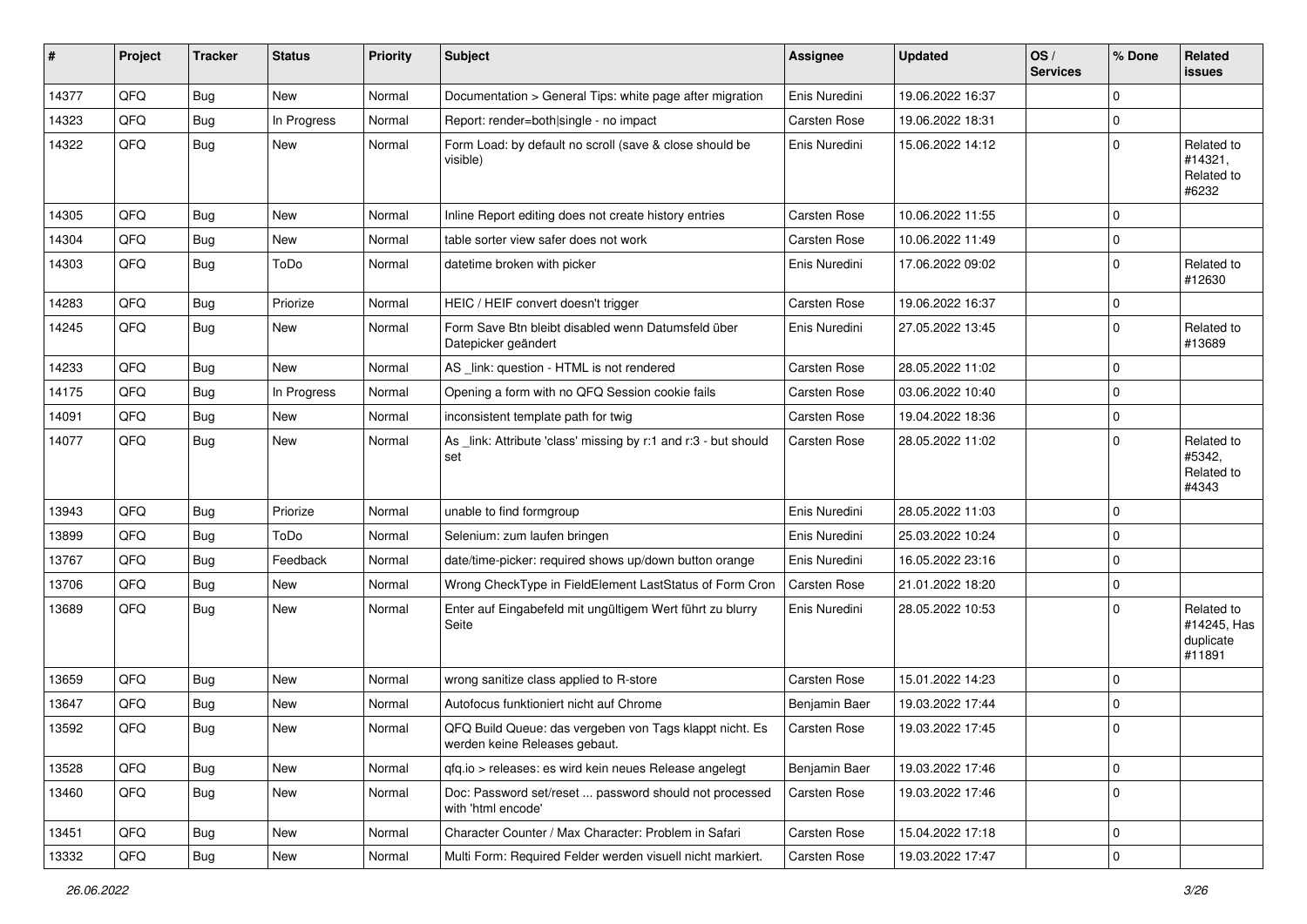| # | Project | Tracker | Status | Priority | Subject | Assignee | Updated | OS / Services | % Done | Related issues |
|---|---|---|---|---|---|---|---|---|---|---|
| 14377 | QFQ | Bug | New | Normal | Documentation > General Tips: white page after migration | Enis Nuredini | 19.06.2022 16:37 | | 0 | |
| 14323 | QFQ | Bug | In Progress | Normal | Report: render=both\|single - no impact | Carsten Rose | 19.06.2022 18:31 | | 0 | |
| 14322 | QFQ | Bug | New | Normal | Form Load: by default no scroll (save & close should be visible) | Enis Nuredini | 15.06.2022 14:12 | | 0 | Related to #14321, Related to #6232 |
| 14305 | QFQ | Bug | New | Normal | Inline Report editing does not create history entries | Carsten Rose | 10.06.2022 11:55 | | 0 | |
| 14304 | QFQ | Bug | New | Normal | table sorter view safer does not work | Carsten Rose | 10.06.2022 11:49 | | 0 | |
| 14303 | QFQ | Bug | ToDo | Normal | datetime broken with picker | Enis Nuredini | 17.06.2022 09:02 | | 0 | Related to #12630 |
| 14283 | QFQ | Bug | Priorize | Normal | HEIC / HEIF convert doesn't trigger | Carsten Rose | 19.06.2022 16:37 | | 0 | |
| 14245 | QFQ | Bug | New | Normal | Form Save Btn bleibt disabled wenn Datumsfeld über Datepicker geändert | Enis Nuredini | 27.05.2022 13:45 | | 0 | Related to #13689 |
| 14233 | QFQ | Bug | New | Normal | AS _link: question - HTML is not rendered | Carsten Rose | 28.05.2022 11:02 | | 0 | |
| 14175 | QFQ | Bug | In Progress | Normal | Opening a form with no QFQ Session cookie fails | Carsten Rose | 03.06.2022 10:40 | | 0 | |
| 14091 | QFQ | Bug | New | Normal | inconsistent template path for twig | Carsten Rose | 19.04.2022 18:36 | | 0 | |
| 14077 | QFQ | Bug | New | Normal | As _link: Attribute 'class' missing by r:1 and r:3 - but should set | Carsten Rose | 28.05.2022 11:02 | | 0 | Related to #5342, Related to #4343 |
| 13943 | QFQ | Bug | Priorize | Normal | unable to find formgroup | Enis Nuredini | 28.05.2022 11:03 | | 0 | |
| 13899 | QFQ | Bug | ToDo | Normal | Selenium: zum laufen bringen | Enis Nuredini | 25.03.2022 10:24 | | 0 | |
| 13767 | QFQ | Bug | Feedback | Normal | date/time-picker: required shows up/down button orange | Enis Nuredini | 16.05.2022 23:16 | | 0 | |
| 13706 | QFQ | Bug | New | Normal | Wrong CheckType in FieldElement LastStatus of Form Cron | Carsten Rose | 21.01.2022 18:20 | | 0 | |
| 13689 | QFQ | Bug | New | Normal | Enter auf Eingabefeld mit ungültigem Wert führt zu blurry Seite | Enis Nuredini | 28.05.2022 10:53 | | 0 | Related to #14245, Has duplicate #11891 |
| 13659 | QFQ | Bug | New | Normal | wrong sanitize class applied to R-store | Carsten Rose | 15.01.2022 14:23 | | 0 | |
| 13647 | QFQ | Bug | New | Normal | Autofocus funktioniert nicht auf Chrome | Benjamin Baer | 19.03.2022 17:44 | | 0 | |
| 13592 | QFQ | Bug | New | Normal | QFQ Build Queue: das vergeben von Tags klappt nicht. Es werden keine Releases gebaut. | Carsten Rose | 19.03.2022 17:45 | | 0 | |
| 13528 | QFQ | Bug | New | Normal | qfq.io > releases: es wird kein neues Release angelegt | Benjamin Baer | 19.03.2022 17:46 | | 0 | |
| 13460 | QFQ | Bug | New | Normal | Doc: Password set/reset ... password should not processed with 'html encode' | Carsten Rose | 19.03.2022 17:46 | | 0 | |
| 13451 | QFQ | Bug | New | Normal | Character Counter / Max Character: Problem in Safari | Carsten Rose | 15.04.2022 17:18 | | 0 | |
| 13332 | QFQ | Bug | New | Normal | Multi Form: Required Felder werden visuell nicht markiert. | Carsten Rose | 19.03.2022 17:47 | | 0 | |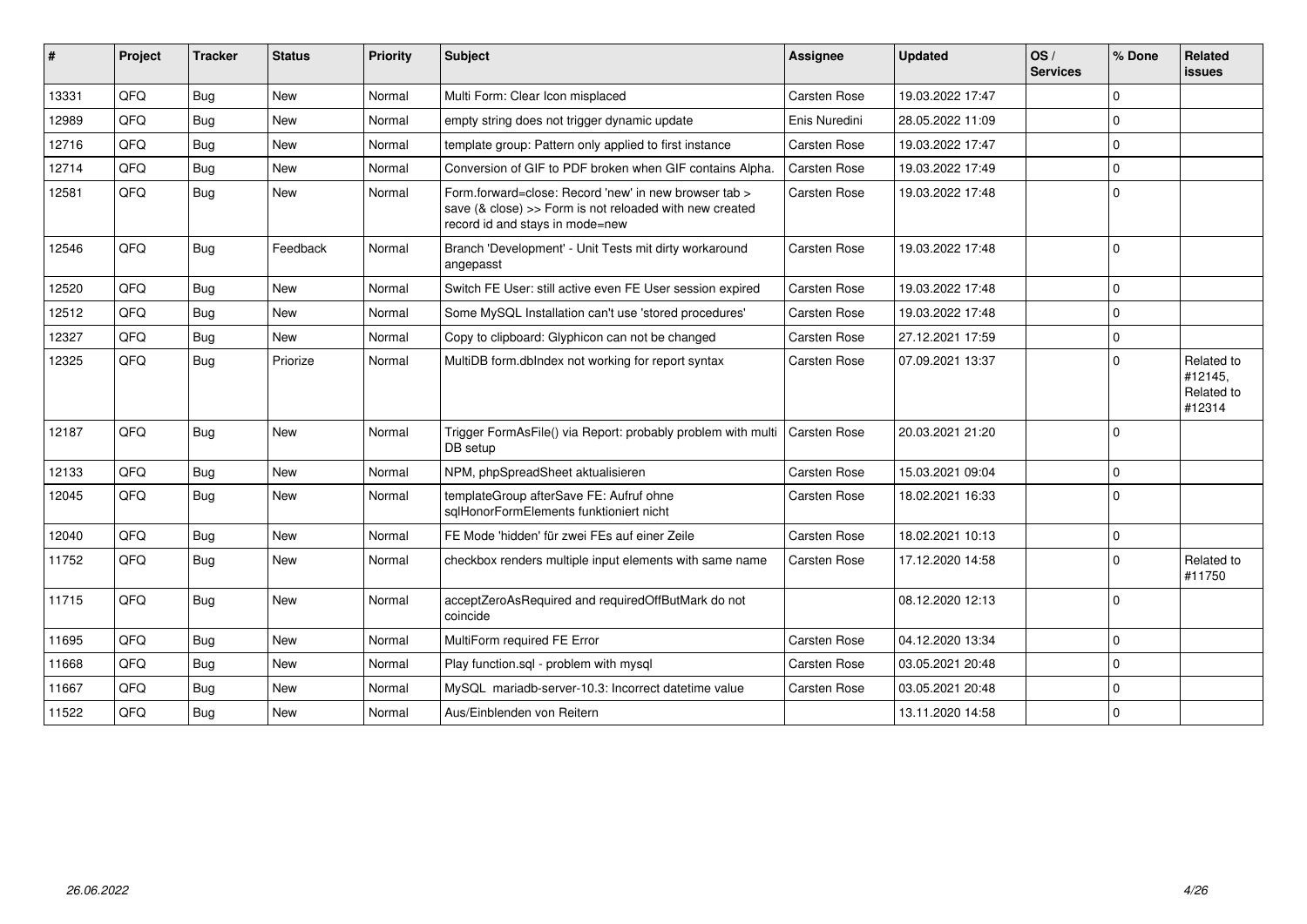| # | Project | Tracker | Status | Priority | Subject | Assignee | Updated | OS / Services | % Done | Related issues |
|---|---|---|---|---|---|---|---|---|---|---|
| 13331 | QFQ | Bug | New | Normal | Multi Form: Clear Icon misplaced | Carsten Rose | 19.03.2022 17:47 | | 0 | |
| 12989 | QFQ | Bug | New | Normal | empty string does not trigger dynamic update | Enis Nuredini | 28.05.2022 11:09 | | 0 | |
| 12716 | QFQ | Bug | New | Normal | template group: Pattern only applied to first instance | Carsten Rose | 19.03.2022 17:47 | | 0 | |
| 12714 | QFQ | Bug | New | Normal | Conversion of GIF to PDF broken when GIF contains Alpha. | Carsten Rose | 19.03.2022 17:49 | | 0 | |
| 12581 | QFQ | Bug | New | Normal | Form.forward=close: Record 'new' in new browser tab > save (& close) >> Form is not reloaded with new created record id and stays in mode=new | Carsten Rose | 19.03.2022 17:48 | | 0 | |
| 12546 | QFQ | Bug | Feedback | Normal | Branch 'Development' - Unit Tests mit dirty workaround angepasst | Carsten Rose | 19.03.2022 17:48 | | 0 | |
| 12520 | QFQ | Bug | New | Normal | Switch FE User: still active even FE User session expired | Carsten Rose | 19.03.2022 17:48 | | 0 | |
| 12512 | QFQ | Bug | New | Normal | Some MySQL Installation can't use 'stored procedures' | Carsten Rose | 19.03.2022 17:48 | | 0 | |
| 12327 | QFQ | Bug | New | Normal | Copy to clipboard: Glyphicon can not be changed | Carsten Rose | 27.12.2021 17:59 | | 0 | |
| 12325 | QFQ | Bug | Priorize | Normal | MultiDB form.dbIndex not working for report syntax | Carsten Rose | 07.09.2021 13:37 | | 0 | Related to #12145, Related to #12314 |
| 12187 | QFQ | Bug | New | Normal | Trigger FormAsFile() via Report: probably problem with multi DB setup | Carsten Rose | 20.03.2021 21:20 | | 0 | |
| 12133 | QFQ | Bug | New | Normal | NPM, phpSpreadSheet aktualisieren | Carsten Rose | 15.03.2021 09:04 | | 0 | |
| 12045 | QFQ | Bug | New | Normal | templateGroup afterSave FE: Aufruf ohne sqlHonorFormElements funktioniert nicht | Carsten Rose | 18.02.2021 16:33 | | 0 | |
| 12040 | QFQ | Bug | New | Normal | FE Mode 'hidden' für zwei FEs auf einer Zeile | Carsten Rose | 18.02.2021 10:13 | | 0 | |
| 11752 | QFQ | Bug | New | Normal | checkbox renders multiple input elements with same name | Carsten Rose | 17.12.2020 14:58 | | 0 | Related to #11750 |
| 11715 | QFQ | Bug | New | Normal | acceptZeroAsRequired and requiredOffButMark do not coincide | | 08.12.2020 12:13 | | 0 | |
| 11695 | QFQ | Bug | New | Normal | MultiForm required FE Error | Carsten Rose | 04.12.2020 13:34 | | 0 | |
| 11668 | QFQ | Bug | New | Normal | Play function.sql - problem with mysql | Carsten Rose | 03.05.2021 20:48 | | 0 | |
| 11667 | QFQ | Bug | New | Normal | MySQL mariadb-server-10.3: Incorrect datetime value | Carsten Rose | 03.05.2021 20:48 | | 0 | |
| 11522 | QFQ | Bug | New | Normal | Aus/Einblenden von Reitern | | 13.11.2020 14:58 | | 0 | |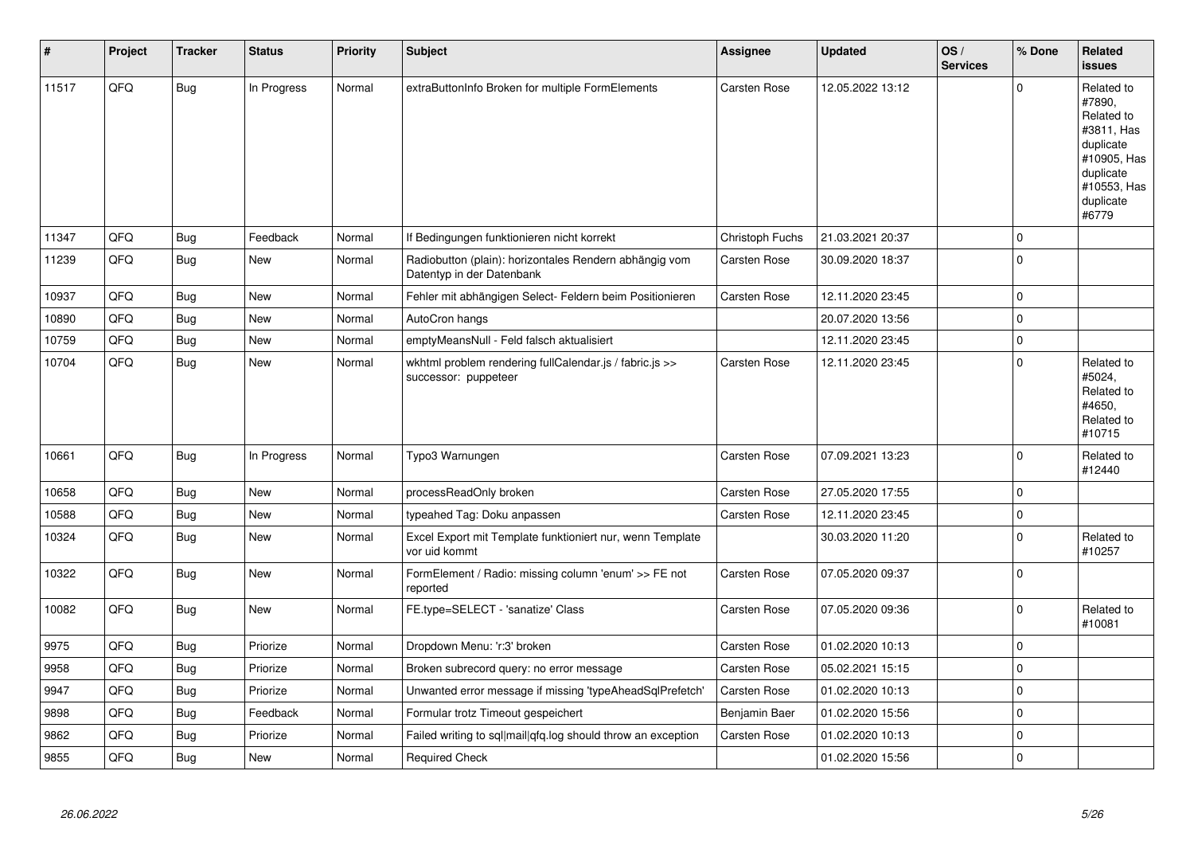| # | Project | Tracker | Status | Priority | Subject | Assignee | Updated | OS / Services | % Done | Related issues |
|---|---|---|---|---|---|---|---|---|---|---|
| 11517 | QFQ | Bug | In Progress | Normal | extraButtonInfo Broken for multiple FormElements | Carsten Rose | 12.05.2022 13:12 | | 0 | Related to #7890, Related to #3811, Has duplicate #10905, Has duplicate #10553, Has duplicate #6779 |
| 11347 | QFQ | Bug | Feedback | Normal | If Bedingungen funktionieren nicht korrekt | Christoph Fuchs | 21.03.2021 20:37 | | 0 | |
| 11239 | QFQ | Bug | New | Normal | Radiobutton (plain): horizontales Rendern abhängig vom Datentyp in der Datenbank | Carsten Rose | 30.09.2020 18:37 | | 0 | |
| 10937 | QFQ | Bug | New | Normal | Fehler mit abhängigen Select- Feldern beim Positionieren | Carsten Rose | 12.11.2020 23:45 | | 0 | |
| 10890 | QFQ | Bug | New | Normal | AutoCron hangs | | 20.07.2020 13:56 | | 0 | |
| 10759 | QFQ | Bug | New | Normal | emptyMeansNull - Feld falsch aktualisiert | | 12.11.2020 23:45 | | 0 | |
| 10704 | QFQ | Bug | New | Normal | wkhtml problem rendering fullCalendar.js / fabric.js >> successor: puppeteer | Carsten Rose | 12.11.2020 23:45 | | 0 | Related to #5024, Related to #4650, Related to #10715 |
| 10661 | QFQ | Bug | In Progress | Normal | Typo3 Warnungen | Carsten Rose | 07.09.2021 13:23 | | 0 | Related to #12440 |
| 10658 | QFQ | Bug | New | Normal | processReadOnly broken | Carsten Rose | 27.05.2020 17:55 | | 0 | |
| 10588 | QFQ | Bug | New | Normal | typeahed Tag: Doku anpassen | Carsten Rose | 12.11.2020 23:45 | | 0 | |
| 10324 | QFQ | Bug | New | Normal | Excel Export mit Template funktioniert nur, wenn Template vor uid kommt | | 30.03.2020 11:20 | | 0 | Related to #10257 |
| 10322 | QFQ | Bug | New | Normal | FormElement / Radio: missing column 'enum' >> FE not reported | Carsten Rose | 07.05.2020 09:37 | | 0 | |
| 10082 | QFQ | Bug | New | Normal | FE.type=SELECT - 'sanatize' Class | Carsten Rose | 07.05.2020 09:36 | | 0 | Related to #10081 |
| 9975 | QFQ | Bug | Priorize | Normal | Dropdown Menu: 'r:3' broken | Carsten Rose | 01.02.2020 10:13 | | 0 | |
| 9958 | QFQ | Bug | Priorize | Normal | Broken subrecord query: no error message | Carsten Rose | 05.02.2021 15:15 | | 0 | |
| 9947 | QFQ | Bug | Priorize | Normal | Unwanted error message if missing 'typeAheadSqlPrefetch' | Carsten Rose | 01.02.2020 10:13 | | 0 | |
| 9898 | QFQ | Bug | Feedback | Normal | Formular trotz Timeout gespeichert | Benjamin Baer | 01.02.2020 15:56 | | 0 | |
| 9862 | QFQ | Bug | Priorize | Normal | Failed writing to sql\|mail\|qfq.log should throw an exception | Carsten Rose | 01.02.2020 10:13 | | 0 | |
| 9855 | QFQ | Bug | New | Normal | Required Check | | 01.02.2020 15:56 | | 0 | |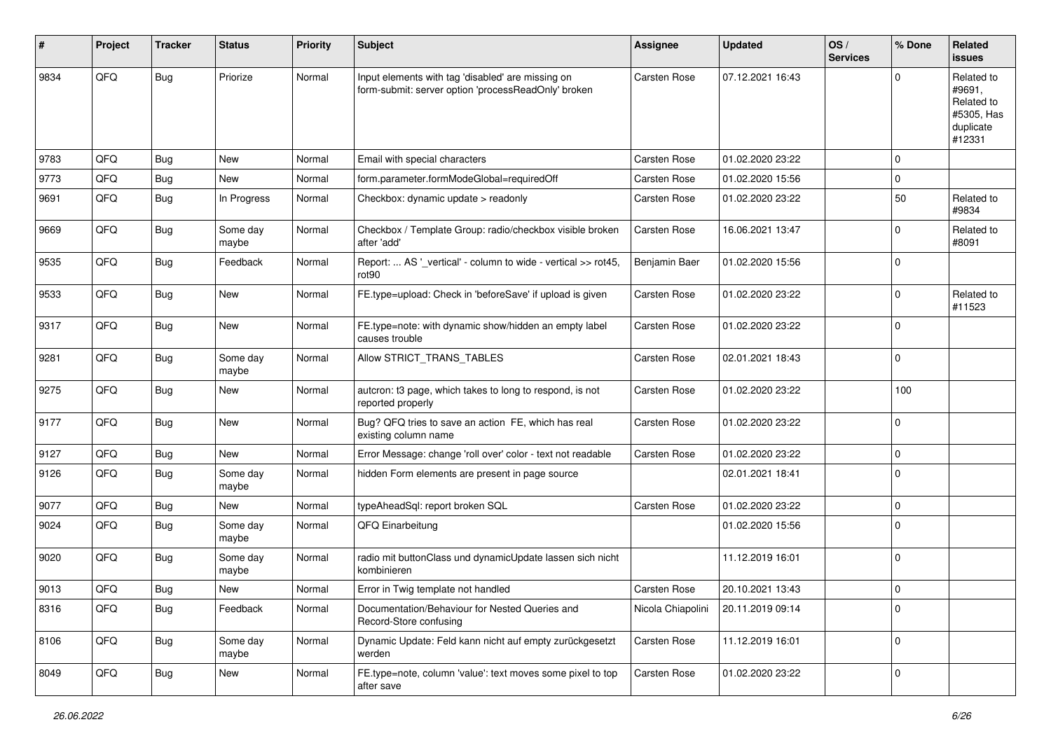| # | Project | Tracker | Status | Priority | Subject | Assignee | Updated | OS / Services | % Done | Related issues |
|---|---|---|---|---|---|---|---|---|---|---|
| 9834 | QFQ | Bug | Priorize | Normal | Input elements with tag 'disabled' are missing on form-submit: server option 'processReadOnly' broken | Carsten Rose | 07.12.2021 16:43 | | 0 | Related to #9691, Related to #5305, Has duplicate #12331 |
| 9783 | QFQ | Bug | New | Normal | Email with special characters | Carsten Rose | 01.02.2020 23:22 | | 0 | |
| 9773 | QFQ | Bug | New | Normal | form.parameter.formModeGlobal=requiredOff | Carsten Rose | 01.02.2020 15:56 | | 0 | |
| 9691 | QFQ | Bug | In Progress | Normal | Checkbox: dynamic update > readonly | Carsten Rose | 01.02.2020 23:22 | | 50 | Related to #9834 |
| 9669 | QFQ | Bug | Some day maybe | Normal | Checkbox / Template Group: radio/checkbox visible broken after 'add' | Carsten Rose | 16.06.2021 13:47 | | 0 | Related to #8091 |
| 9535 | QFQ | Bug | Feedback | Normal | Report: ... AS '_vertical' - column to wide - vertical >> rot45, rot90 | Benjamin Baer | 01.02.2020 15:56 | | 0 | |
| 9533 | QFQ | Bug | New | Normal | FE.type=upload: Check in 'beforeSave' if upload is given | Carsten Rose | 01.02.2020 23:22 | | 0 | Related to #11523 |
| 9317 | QFQ | Bug | New | Normal | FE.type=note: with dynamic show/hidden an empty label causes trouble | Carsten Rose | 01.02.2020 23:22 | | 0 | |
| 9281 | QFQ | Bug | Some day maybe | Normal | Allow STRICT_TRANS_TABLES | Carsten Rose | 02.01.2021 18:43 | | 0 | |
| 9275 | QFQ | Bug | New | Normal | autcron: t3 page, which takes to long to respond, is not reported properly | Carsten Rose | 01.02.2020 23:22 | | 100 | |
| 9177 | QFQ | Bug | New | Normal | Bug? QFQ tries to save an action FE, which has real existing column name | Carsten Rose | 01.02.2020 23:22 | | 0 | |
| 9127 | QFQ | Bug | New | Normal | Error Message: change 'roll over' color - text not readable | Carsten Rose | 01.02.2020 23:22 | | 0 | |
| 9126 | QFQ | Bug | Some day maybe | Normal | hidden Form elements are present in page source | | 02.01.2021 18:41 | | 0 | |
| 9077 | QFQ | Bug | New | Normal | typeAheadSql: report broken SQL | Carsten Rose | 01.02.2020 23:22 | | 0 | |
| 9024 | QFQ | Bug | Some day maybe | Normal | QFQ Einarbeitung | | 01.02.2020 15:56 | | 0 | |
| 9020 | QFQ | Bug | Some day maybe | Normal | radio mit buttonClass und dynamicUpdate lassen sich nicht kombinieren | | 11.12.2019 16:01 | | 0 | |
| 9013 | QFQ | Bug | New | Normal | Error in Twig template not handled | Carsten Rose | 20.10.2021 13:43 | | 0 | |
| 8316 | QFQ | Bug | Feedback | Normal | Documentation/Behaviour for Nested Queries and Record-Store confusing | Nicola Chiapolini | 20.11.2019 09:14 | | 0 | |
| 8106 | QFQ | Bug | Some day maybe | Normal | Dynamic Update: Feld kann nicht auf empty zurückgesetzt werden | Carsten Rose | 11.12.2019 16:01 | | 0 | |
| 8049 | QFQ | Bug | New | Normal | FE.type=note, column 'value': text moves some pixel to top after save | Carsten Rose | 01.02.2020 23:22 | | 0 | |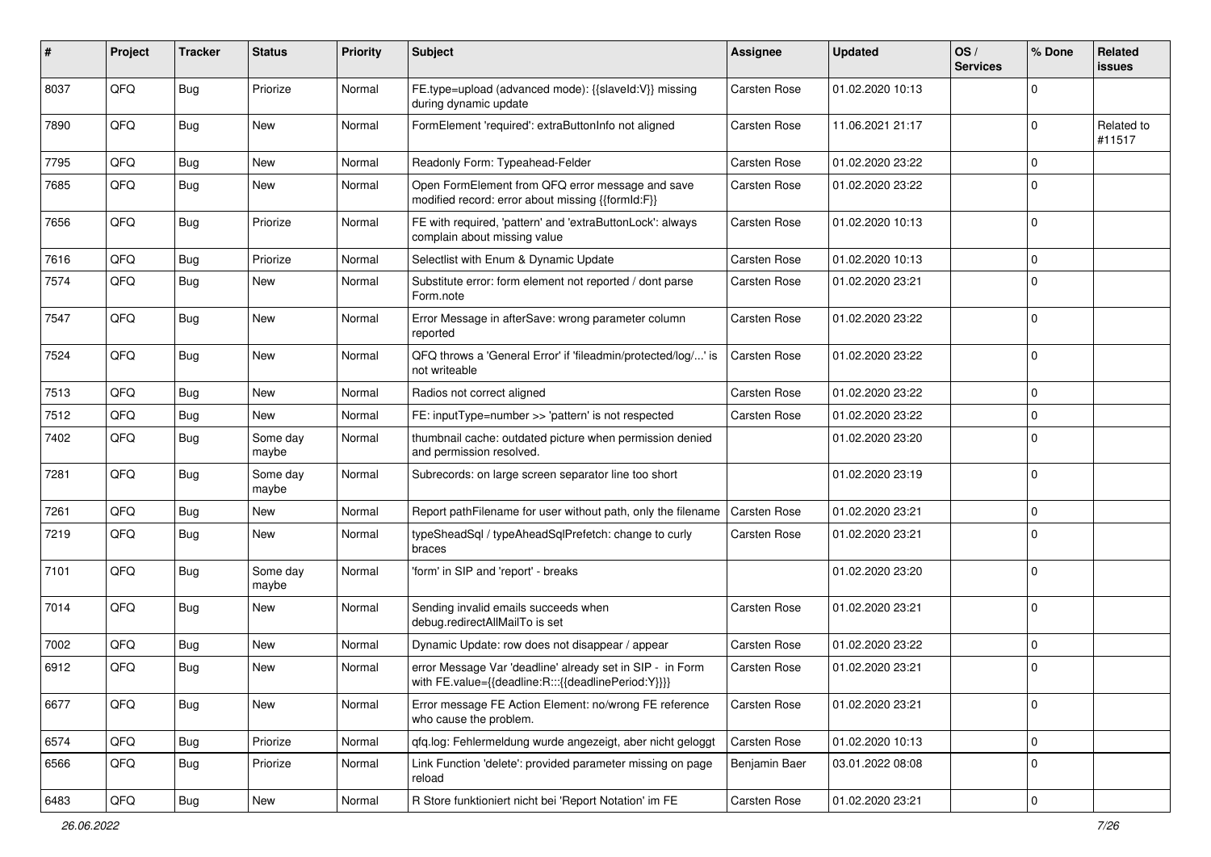| # | Project | Tracker | Status | Priority | Subject | Assignee | Updated | OS / Services | % Done | Related issues |
|---|---|---|---|---|---|---|---|---|---|---|
| 8037 | QFQ | Bug | Priorize | Normal | FE.type=upload (advanced mode): {{slaveId:V}} missing during dynamic update | Carsten Rose | 01.02.2020 10:13 | | 0 | |
| 7890 | QFQ | Bug | New | Normal | FormElement 'required': extraButtonInfo not aligned | Carsten Rose | 11.06.2021 21:17 | | 0 | Related to #11517 |
| 7795 | QFQ | Bug | New | Normal | Readonly Form: Typeahead-Felder | Carsten Rose | 01.02.2020 23:22 | | 0 | |
| 7685 | QFQ | Bug | New | Normal | Open FormElement from QFQ error message and save modified record: error about missing {{formId:F}} | Carsten Rose | 01.02.2020 23:22 | | 0 | |
| 7656 | QFQ | Bug | Priorize | Normal | FE with required, 'pattern' and 'extraButtonLock': always complain about missing value | Carsten Rose | 01.02.2020 10:13 | | 0 | |
| 7616 | QFQ | Bug | Priorize | Normal | Selectlist with Enum & Dynamic Update | Carsten Rose | 01.02.2020 10:13 | | 0 | |
| 7574 | QFQ | Bug | New | Normal | Substitute error: form element not reported / dont parse Form.note | Carsten Rose | 01.02.2020 23:21 | | 0 | |
| 7547 | QFQ | Bug | New | Normal | Error Message in afterSave: wrong parameter column reported | Carsten Rose | 01.02.2020 23:22 | | 0 | |
| 7524 | QFQ | Bug | New | Normal | QFQ throws a 'General Error' if 'fileadmin/protected/log/...' is not writeable | Carsten Rose | 01.02.2020 23:22 | | 0 | |
| 7513 | QFQ | Bug | New | Normal | Radios not correct aligned | Carsten Rose | 01.02.2020 23:22 | | 0 | |
| 7512 | QFQ | Bug | New | Normal | FE: inputType=number >> 'pattern' is not respected | Carsten Rose | 01.02.2020 23:22 | | 0 | |
| 7402 | QFQ | Bug | Some day maybe | Normal | thumbnail cache: outdated picture when permission denied and permission resolved. | | 01.02.2020 23:20 | | 0 | |
| 7281 | QFQ | Bug | Some day maybe | Normal | Subrecords: on large screen separator line too short | | 01.02.2020 23:19 | | 0 | |
| 7261 | QFQ | Bug | New | Normal | Report pathFilename for user without path, only the filename | Carsten Rose | 01.02.2020 23:21 | | 0 | |
| 7219 | QFQ | Bug | New | Normal | typeSheadSql / typeAheadSqlPrefetch: change to curly braces | Carsten Rose | 01.02.2020 23:21 | | 0 | |
| 7101 | QFQ | Bug | Some day maybe | Normal | 'form' in SIP and 'report' - breaks | | 01.02.2020 23:20 | | 0 | |
| 7014 | QFQ | Bug | New | Normal | Sending invalid emails succeeds when debug.redirectAllMailTo is set | Carsten Rose | 01.02.2020 23:21 | | 0 | |
| 7002 | QFQ | Bug | New | Normal | Dynamic Update: row does not disappear / appear | Carsten Rose | 01.02.2020 23:22 | | 0 | |
| 6912 | QFQ | Bug | New | Normal | error Message Var 'deadline' already set in SIP - in Form with FE.value={{deadline:R:::{{deadlinePeriod:Y}}}} | Carsten Rose | 01.02.2020 23:21 | | 0 | |
| 6677 | QFQ | Bug | New | Normal | Error message FE Action Element: no/wrong FE reference who cause the problem. | Carsten Rose | 01.02.2020 23:21 | | 0 | |
| 6574 | QFQ | Bug | Priorize | Normal | qfq.log: Fehlermeldung wurde angezeigt, aber nicht geloggt | Carsten Rose | 01.02.2020 10:13 | | 0 | |
| 6566 | QFQ | Bug | Priorize | Normal | Link Function 'delete': provided parameter missing on page reload | Benjamin Baer | 03.01.2022 08:08 | | 0 | |
| 6483 | QFQ | Bug | New | Normal | R Store funktioniert nicht bei 'Report Notation' im FE | Carsten Rose | 01.02.2020 23:21 | | 0 | |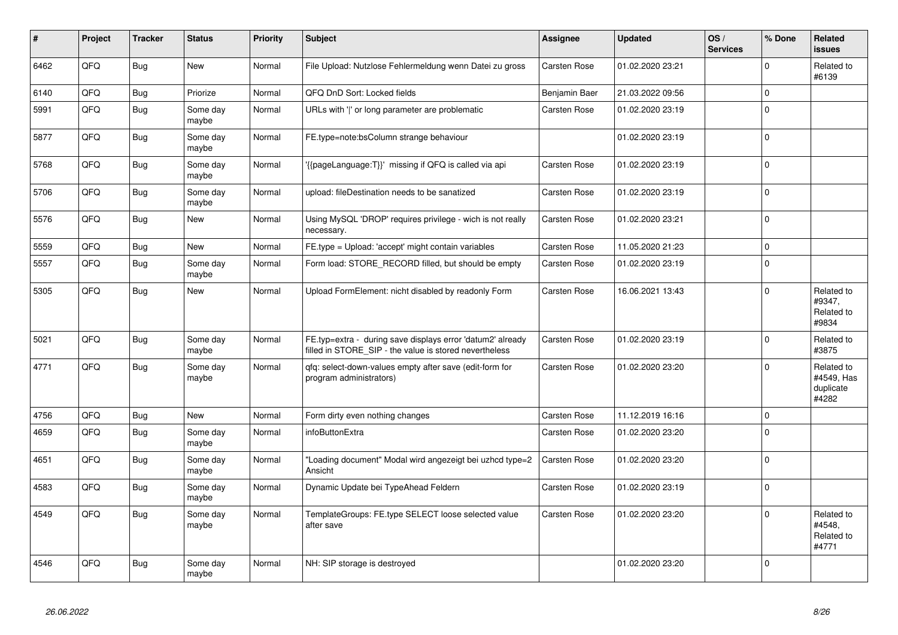| # | Project | Tracker | Status | Priority | Subject | Assignee | Updated | OS / Services | % Done | Related issues |
|---|---|---|---|---|---|---|---|---|---|---|
| 6462 | QFQ | Bug | New | Normal | File Upload: Nutzlose Fehlermeldung wenn Datei zu gross | Carsten Rose | 01.02.2020 23:21 | | 0 | Related to #6139 |
| 6140 | QFQ | Bug | Priorize | Normal | QFQ DnD Sort: Locked fields | Benjamin Baer | 21.03.2022 09:56 | | 0 | |
| 5991 | QFQ | Bug | Some day maybe | Normal | URLs with '|' or long parameter are problematic | Carsten Rose | 01.02.2020 23:19 | | 0 | |
| 5877 | QFQ | Bug | Some day maybe | Normal | FE.type=note:bsColumn strange behaviour | | 01.02.2020 23:19 | | 0 | |
| 5768 | QFQ | Bug | Some day maybe | Normal | '{{pageLanguage:T}}' missing if QFQ is called via api | Carsten Rose | 01.02.2020 23:19 | | 0 | |
| 5706 | QFQ | Bug | Some day maybe | Normal | upload: fileDestination needs to be sanatized | Carsten Rose | 01.02.2020 23:19 | | 0 | |
| 5576 | QFQ | Bug | New | Normal | Using MySQL 'DROP' requires privilege - wich is not really necessary. | Carsten Rose | 01.02.2020 23:21 | | 0 | |
| 5559 | QFQ | Bug | New | Normal | FE.type = Upload: 'accept' might contain variables | Carsten Rose | 11.05.2020 21:23 | | 0 | |
| 5557 | QFQ | Bug | Some day maybe | Normal | Form load: STORE_RECORD filled, but should be empty | Carsten Rose | 01.02.2020 23:19 | | 0 | |
| 5305 | QFQ | Bug | New | Normal | Upload FormElement: nicht disabled by readonly Form | Carsten Rose | 16.06.2021 13:43 | | 0 | Related to #9347, Related to #9834 |
| 5021 | QFQ | Bug | Some day maybe | Normal | FE.typ=extra - during save displays error 'datum2' already filled in STORE_SIP - the value is stored nevertheless | Carsten Rose | 01.02.2020 23:19 | | 0 | Related to #3875 |
| 4771 | QFQ | Bug | Some day maybe | Normal | qfq: select-down-values empty after save (edit-form for program administrators) | Carsten Rose | 01.02.2020 23:20 | | 0 | Related to #4549, Has duplicate #4282 |
| 4756 | QFQ | Bug | New | Normal | Form dirty even nothing changes | Carsten Rose | 11.12.2019 16:16 | | 0 | |
| 4659 | QFQ | Bug | Some day maybe | Normal | infoButtonExtra | Carsten Rose | 01.02.2020 23:20 | | 0 | |
| 4651 | QFQ | Bug | Some day maybe | Normal | "Loading document" Modal wird angezeigt bei uzhcd type=2 Ansicht | Carsten Rose | 01.02.2020 23:20 | | 0 | |
| 4583 | QFQ | Bug | Some day maybe | Normal | Dynamic Update bei TypeAhead Feldern | Carsten Rose | 01.02.2020 23:19 | | 0 | |
| 4549 | QFQ | Bug | Some day maybe | Normal | TemplateGroups: FE.type SELECT loose selected value after save | Carsten Rose | 01.02.2020 23:20 | | 0 | Related to #4548, Related to #4771 |
| 4546 | QFQ | Bug | Some day maybe | Normal | NH: SIP storage is destroyed | | 01.02.2020 23:20 | | 0 | |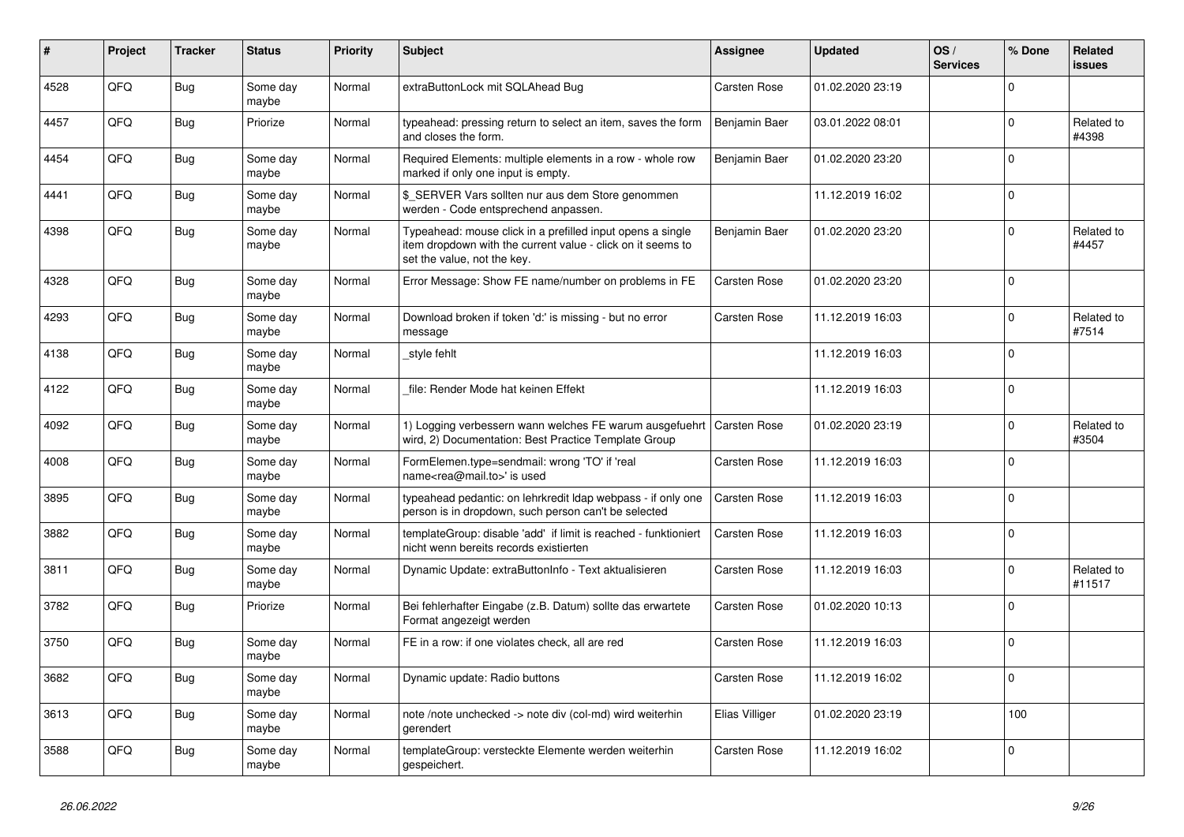| # | Project | Tracker | Status | Priority | Subject | Assignee | Updated | OS / Services | % Done | Related issues |
|---|---|---|---|---|---|---|---|---|---|---|
| 4528 | QFQ | Bug | Some day maybe | Normal | extraButtonLock mit SQLAhead Bug | Carsten Rose | 01.02.2020 23:19 | | 0 | |
| 4457 | QFQ | Bug | Priorize | Normal | typeahead: pressing return to select an item, saves the form and closes the form. | Benjamin Baer | 03.01.2022 08:01 | | 0 | Related to #4398 |
| 4454 | QFQ | Bug | Some day maybe | Normal | Required Elements: multiple elements in a row - whole row marked if only one input is empty. | Benjamin Baer | 01.02.2020 23:20 | | 0 | |
| 4441 | QFQ | Bug | Some day maybe | Normal | $_SERVER Vars sollten nur aus dem Store genommen werden - Code entsprechend anpassen. | | 11.12.2019 16:02 | | 0 | |
| 4398 | QFQ | Bug | Some day maybe | Normal | Typeahead: mouse click in a prefilled input opens a single item dropdown with the current value - click on it seems to set the value, not the key. | Benjamin Baer | 01.02.2020 23:20 | | 0 | Related to #4457 |
| 4328 | QFQ | Bug | Some day maybe | Normal | Error Message: Show FE name/number on problems in FE | Carsten Rose | 01.02.2020 23:20 | | 0 | |
| 4293 | QFQ | Bug | Some day maybe | Normal | Download broken if token 'd:' is missing - but no error message | Carsten Rose | 11.12.2019 16:03 | | 0 | Related to #7514 |
| 4138 | QFQ | Bug | Some day maybe | Normal | _style fehlt | | 11.12.2019 16:03 | | 0 | |
| 4122 | QFQ | Bug | Some day maybe | Normal | _file: Render Mode hat keinen Effekt | | 11.12.2019 16:03 | | 0 | |
| 4092 | QFQ | Bug | Some day maybe | Normal | 1) Logging verbessern wann welches FE warum ausgefuehrt wird, 2) Documentation: Best Practice Template Group | Carsten Rose | 01.02.2020 23:19 | | 0 | Related to #3504 |
| 4008 | QFQ | Bug | Some day maybe | Normal | FormElemen.type=sendmail: wrong 'TO' if 'real name<rea@mail.to>' is used | Carsten Rose | 11.12.2019 16:03 | | 0 | |
| 3895 | QFQ | Bug | Some day maybe | Normal | typeahead pedantic: on lehrkredit ldap webpass - if only one person is in dropdown, such person can't be selected | Carsten Rose | 11.12.2019 16:03 | | 0 | |
| 3882 | QFQ | Bug | Some day maybe | Normal | templateGroup: disable 'add' if limit is reached - funktioniert nicht wenn bereits records existierten | Carsten Rose | 11.12.2019 16:03 | | 0 | |
| 3811 | QFQ | Bug | Some day maybe | Normal | Dynamic Update: extraButtonInfo - Text aktualisieren | Carsten Rose | 11.12.2019 16:03 | | 0 | Related to #11517 |
| 3782 | QFQ | Bug | Priorize | Normal | Bei fehlerhafter Eingabe (z.B. Datum) sollte das erwartete Format angezeigt werden | Carsten Rose | 01.02.2020 10:13 | | 0 | |
| 3750 | QFQ | Bug | Some day maybe | Normal | FE in a row: if one violates check, all are red | Carsten Rose | 11.12.2019 16:03 | | 0 | |
| 3682 | QFQ | Bug | Some day maybe | Normal | Dynamic update: Radio buttons | Carsten Rose | 11.12.2019 16:02 | | 0 | |
| 3613 | QFQ | Bug | Some day maybe | Normal | note /note unchecked -> note div (col-md) wird weiterhin gerendert | Elias Villiger | 01.02.2020 23:19 | | 100 | |
| 3588 | QFQ | Bug | Some day maybe | Normal | templateGroup: versteckte Elemente werden weiterhin gespeichert. | Carsten Rose | 11.12.2019 16:02 | | 0 | |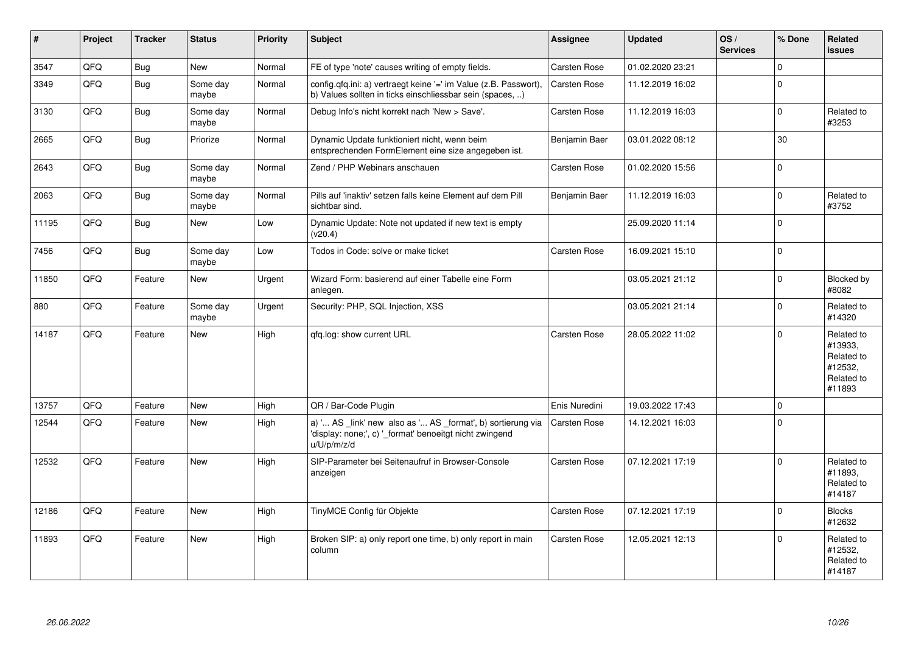| # | Project | Tracker | Status | Priority | Subject | Assignee | Updated | OS / Services | % Done | Related issues |
|---|---|---|---|---|---|---|---|---|---|---|
| 3547 | QFQ | Bug | New | Normal | FE of type 'note' causes writing of empty fields. | Carsten Rose | 01.02.2020 23:21 | | 0 | |
| 3349 | QFQ | Bug | Some day maybe | Normal | config.qfq.ini: a) vertraegt keine '=' im Value (z.B. Passwort), b) Values sollten in ticks einschliessbar sein (spaces, ..) | Carsten Rose | 11.12.2019 16:02 | | 0 | |
| 3130 | QFQ | Bug | Some day maybe | Normal | Debug Info's nicht korrekt nach 'New > Save'. | Carsten Rose | 11.12.2019 16:03 | | 0 | Related to #3253 |
| 2665 | QFQ | Bug | Priorize | Normal | Dynamic Update funktioniert nicht, wenn beim entsprechenden FormElement eine size angegeben ist. | Benjamin Baer | 03.01.2022 08:12 | | 30 | |
| 2643 | QFQ | Bug | Some day maybe | Normal | Zend / PHP Webinars anschauen | Carsten Rose | 01.02.2020 15:56 | | 0 | |
| 2063 | QFQ | Bug | Some day maybe | Normal | Pills auf 'inaktiv' setzen falls keine Element auf dem Pill sichtbar sind. | Benjamin Baer | 11.12.2019 16:03 | | 0 | Related to #3752 |
| 11195 | QFQ | Bug | New | Low | Dynamic Update: Note not updated if new text is empty (v20.4) | | 25.09.2020 11:14 | | 0 | |
| 7456 | QFQ | Bug | Some day maybe | Low | Todos in Code: solve or make ticket | Carsten Rose | 16.09.2021 15:10 | | 0 | |
| 11850 | QFQ | Feature | New | Urgent | Wizard Form: basierend auf einer Tabelle eine Form anlegen. | | 03.05.2021 21:12 | | 0 | Blocked by #8082 |
| 880 | QFQ | Feature | Some day maybe | Urgent | Security: PHP, SQL Injection, XSS | | 03.05.2021 21:14 | | 0 | Related to #14320 |
| 14187 | QFQ | Feature | New | High | qfq.log: show current URL | Carsten Rose | 28.05.2022 11:02 | | 0 | Related to #13933, Related to #12532, Related to #11893 |
| 13757 | QFQ | Feature | New | High | QR / Bar-Code Plugin | Enis Nuredini | 19.03.2022 17:43 | | 0 | |
| 12544 | QFQ | Feature | New | High | a) '... AS _link' new also as '... AS _format', b) sortierung via 'display: none;', c) '_format' benoeitgt nicht zwingend u/U/p/m/z/d | Carsten Rose | 14.12.2021 16:03 | | 0 | |
| 12532 | QFQ | Feature | New | High | SIP-Parameter bei Seitenaufruf in Browser-Console anzeigen | Carsten Rose | 07.12.2021 17:19 | | 0 | Related to #11893, Related to #14187 |
| 12186 | QFQ | Feature | New | High | TinyMCE Config für Objekte | Carsten Rose | 07.12.2021 17:19 | | 0 | Blocks #12632 |
| 11893 | QFQ | Feature | New | High | Broken SIP: a) only report one time, b) only report in main column | Carsten Rose | 12.05.2021 12:13 | | 0 | Related to #12532, Related to #14187 |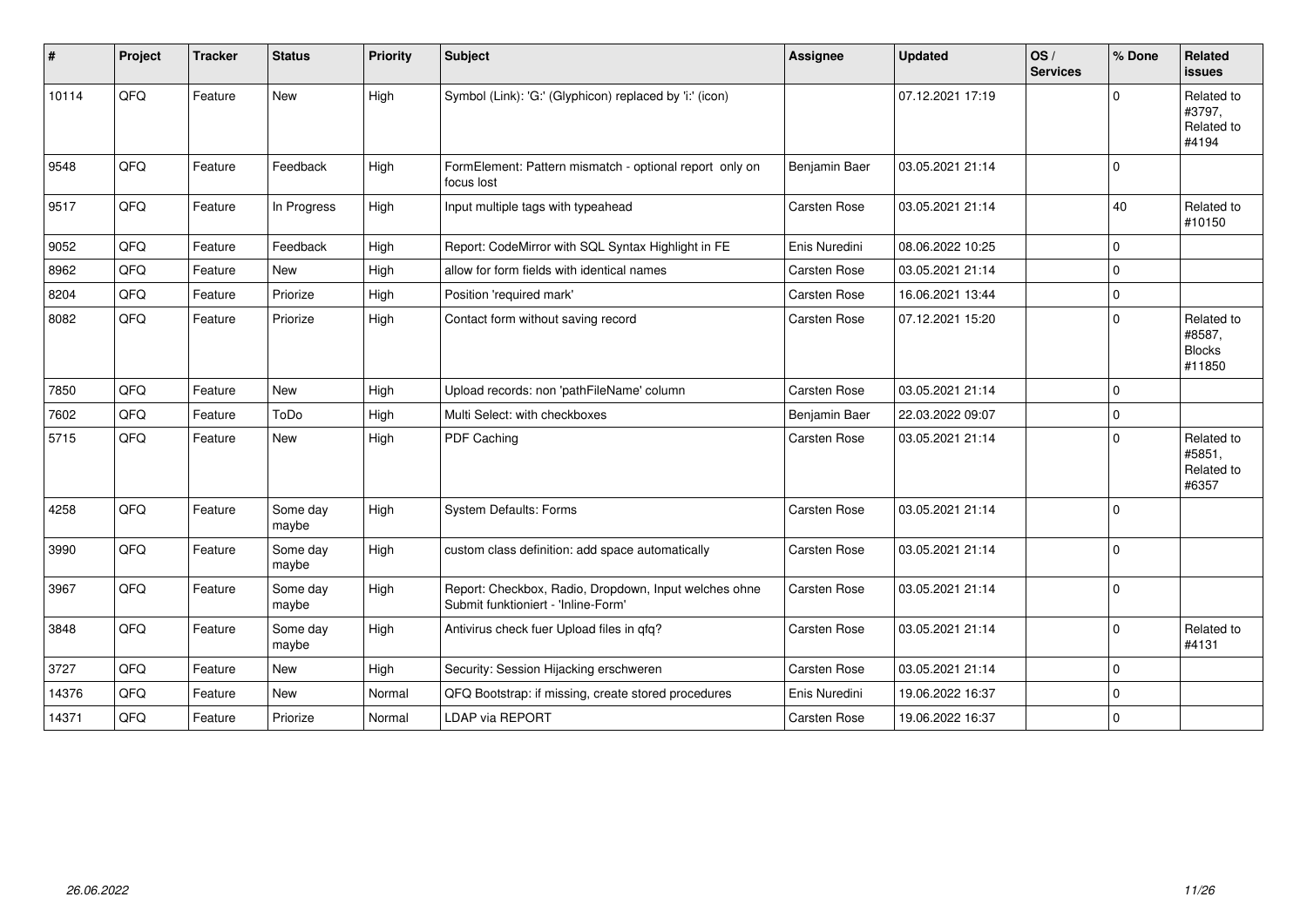| # | Project | Tracker | Status | Priority | Subject | Assignee | Updated | OS / Services | % Done | Related issues |
|---|---|---|---|---|---|---|---|---|---|---|
| 10114 | QFQ | Feature | New | High | Symbol (Link): 'G:' (Glyphicon) replaced by 'i:' (icon) | | 07.12.2021 17:19 | | 0 | Related to #3797, Related to #4194 |
| 9548 | QFQ | Feature | Feedback | High | FormElement: Pattern mismatch - optional report only on focus lost | Benjamin Baer | 03.05.2021 21:14 | | 0 | |
| 9517 | QFQ | Feature | In Progress | High | Input multiple tags with typeahead | Carsten Rose | 03.05.2021 21:14 | | 40 | Related to #10150 |
| 9052 | QFQ | Feature | Feedback | High | Report: CodeMirror with SQL Syntax Highlight in FE | Enis Nuredini | 08.06.2022 10:25 | | 0 | |
| 8962 | QFQ | Feature | New | High | allow for form fields with identical names | Carsten Rose | 03.05.2021 21:14 | | 0 | |
| 8204 | QFQ | Feature | Priorize | High | Position 'required mark' | Carsten Rose | 16.06.2021 13:44 | | 0 | |
| 8082 | QFQ | Feature | Priorize | High | Contact form without saving record | Carsten Rose | 07.12.2021 15:20 | | 0 | Related to #8587, Blocks #11850 |
| 7850 | QFQ | Feature | New | High | Upload records: non 'pathFileName' column | Carsten Rose | 03.05.2021 21:14 | | 0 | |
| 7602 | QFQ | Feature | ToDo | High | Multi Select: with checkboxes | Benjamin Baer | 22.03.2022 09:07 | | 0 | |
| 5715 | QFQ | Feature | New | High | PDF Caching | Carsten Rose | 03.05.2021 21:14 | | 0 | Related to #5851, Related to #6357 |
| 4258 | QFQ | Feature | Some day maybe | High | System Defaults: Forms | Carsten Rose | 03.05.2021 21:14 | | 0 | |
| 3990 | QFQ | Feature | Some day maybe | High | custom class definition: add space automatically | Carsten Rose | 03.05.2021 21:14 | | 0 | |
| 3967 | QFQ | Feature | Some day maybe | High | Report: Checkbox, Radio, Dropdown, Input welches ohne Submit funktioniert - 'Inline-Form' | Carsten Rose | 03.05.2021 21:14 | | 0 | |
| 3848 | QFQ | Feature | Some day maybe | High | Antivirus check fuer Upload files in qfq? | Carsten Rose | 03.05.2021 21:14 | | 0 | Related to #4131 |
| 3727 | QFQ | Feature | New | High | Security: Session Hijacking erschweren | Carsten Rose | 03.05.2021 21:14 | | 0 | |
| 14376 | QFQ | Feature | New | Normal | QFQ Bootstrap: if missing, create stored procedures | Enis Nuredini | 19.06.2022 16:37 | | 0 | |
| 14371 | QFQ | Feature | Priorize | Normal | LDAP via REPORT | Carsten Rose | 19.06.2022 16:37 | | 0 | |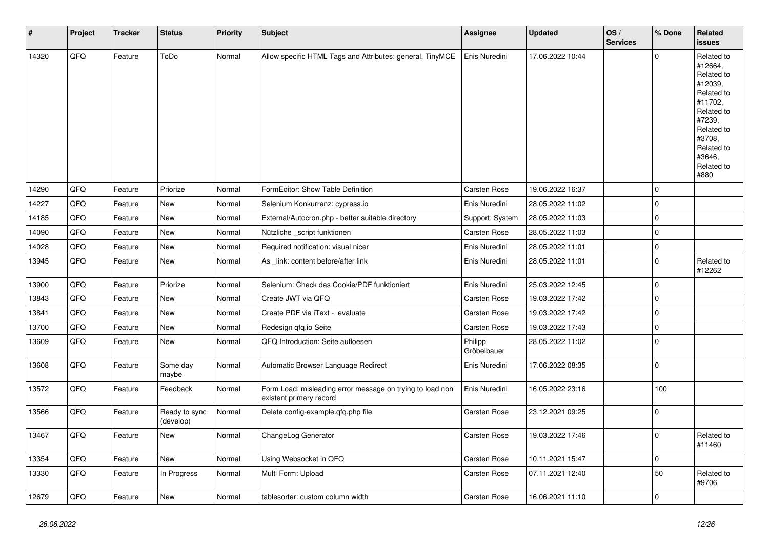| # | Project | Tracker | Status | Priority | Subject | Assignee | Updated | OS / Services | % Done | Related issues |
|---|---|---|---|---|---|---|---|---|---|---|
| 14320 | QFQ | Feature | ToDo | Normal | Allow specific HTML Tags and Attributes: general, TinyMCE | Enis Nuredini | 17.06.2022 10:44 | | 0 | Related to #12664, Related to #12039, Related to #11702, Related to #7239, Related to #3708, Related to #3646, Related to #880 |
| 14290 | QFQ | Feature | Priorize | Normal | FormEditor: Show Table Definition | Carsten Rose | 19.06.2022 16:37 | | 0 | |
| 14227 | QFQ | Feature | New | Normal | Selenium Konkurrenz: cypress.io | Enis Nuredini | 28.05.2022 11:02 | | 0 | |
| 14185 | QFQ | Feature | New | Normal | External/Autocron.php - better suitable directory | Support: System | 28.05.2022 11:03 | | 0 | |
| 14090 | QFQ | Feature | New | Normal | Nützliche _script funktionen | Carsten Rose | 28.05.2022 11:03 | | 0 | |
| 14028 | QFQ | Feature | New | Normal | Required notification: visual nicer | Enis Nuredini | 28.05.2022 11:01 | | 0 | |
| 13945 | QFQ | Feature | New | Normal | As _link: content before/after link | Enis Nuredini | 28.05.2022 11:01 | | 0 | Related to #12262 |
| 13900 | QFQ | Feature | Priorize | Normal | Selenium: Check das Cookie/PDF funktioniert | Enis Nuredini | 25.03.2022 12:45 | | 0 | |
| 13843 | QFQ | Feature | New | Normal | Create JWT via QFQ | Carsten Rose | 19.03.2022 17:42 | | 0 | |
| 13841 | QFQ | Feature | New | Normal | Create PDF via iText - evaluate | Carsten Rose | 19.03.2022 17:42 | | 0 | |
| 13700 | QFQ | Feature | New | Normal | Redesign qfq.io Seite | Carsten Rose | 19.03.2022 17:43 | | 0 | |
| 13609 | QFQ | Feature | New | Normal | QFQ Introduction: Seite aufloesen | Philipp Gröbelbauer | 28.05.2022 11:02 | | 0 | |
| 13608 | QFQ | Feature | Some day maybe | Normal | Automatic Browser Language Redirect | Enis Nuredini | 17.06.2022 08:35 | | 0 | |
| 13572 | QFQ | Feature | Feedback | Normal | Form Load: misleading error message on trying to load non existent primary record | Enis Nuredini | 16.05.2022 23:16 | | 100 | |
| 13566 | QFQ | Feature | Ready to sync (develop) | Normal | Delete config-example.qfq.php file | Carsten Rose | 23.12.2021 09:25 | | 0 | |
| 13467 | QFQ | Feature | New | Normal | ChangeLog Generator | Carsten Rose | 19.03.2022 17:46 | | 0 | Related to #11460 |
| 13354 | QFQ | Feature | New | Normal | Using Websocket in QFQ | Carsten Rose | 10.11.2021 15:47 | | 0 | |
| 13330 | QFQ | Feature | In Progress | Normal | Multi Form: Upload | Carsten Rose | 07.11.2021 12:40 | | 50 | Related to #9706 |
| 12679 | QFQ | Feature | New | Normal | tablesorter: custom column width | Carsten Rose | 16.06.2021 11:10 | | 0 | |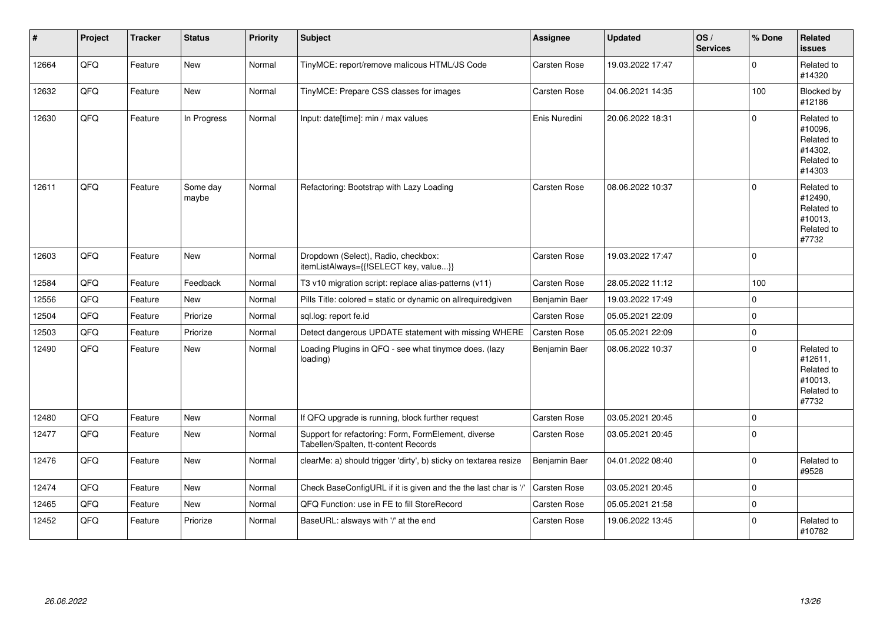| # | Project | Tracker | Status | Priority | Subject | Assignee | Updated | OS / Services | % Done | Related issues |
|---|---|---|---|---|---|---|---|---|---|---|
| 12664 | QFQ | Feature | New | Normal | TinyMCE: report/remove malicous HTML/JS Code | Carsten Rose | 19.03.2022 17:47 | | 0 | Related to #14320 |
| 12632 | QFQ | Feature | New | Normal | TinyMCE: Prepare CSS classes for images | Carsten Rose | 04.06.2021 14:35 | | 100 | Blocked by #12186 |
| 12630 | QFQ | Feature | In Progress | Normal | Input: date[time]: min / max values | Enis Nuredini | 20.06.2022 18:31 | | 0 | Related to #10096, Related to #14302, Related to #14303 |
| 12611 | QFQ | Feature | Some day maybe | Normal | Refactoring: Bootstrap with Lazy Loading | Carsten Rose | 08.06.2022 10:37 | | 0 | Related to #12490, Related to #10013, Related to #7732 |
| 12603 | QFQ | Feature | New | Normal | Dropdown (Select), Radio, checkbox: itemListAlways={{!SELECT key, value...}} | Carsten Rose | 19.03.2022 17:47 | | 0 | |
| 12584 | QFQ | Feature | Feedback | Normal | T3 v10 migration script: replace alias-patterns (v11) | Carsten Rose | 28.05.2022 11:12 | | 100 | |
| 12556 | QFQ | Feature | New | Normal | Pills Title: colored = static or dynamic on allrequiredgiven | Benjamin Baer | 19.03.2022 17:49 | | 0 | |
| 12504 | QFQ | Feature | Priorize | Normal | sql.log: report fe.id | Carsten Rose | 05.05.2021 22:09 | | 0 | |
| 12503 | QFQ | Feature | Priorize | Normal | Detect dangerous UPDATE statement with missing WHERE | Carsten Rose | 05.05.2021 22:09 | | 0 | |
| 12490 | QFQ | Feature | New | Normal | Loading Plugins in QFQ - see what tinymce does. (lazy loading) | Benjamin Baer | 08.06.2022 10:37 | | 0 | Related to #12611, Related to #10013, Related to #7732 |
| 12480 | QFQ | Feature | New | Normal | If QFQ upgrade is running, block further request | Carsten Rose | 03.05.2021 20:45 | | 0 | |
| 12477 | QFQ | Feature | New | Normal | Support for refactoring: Form, FormElement, diverse Tabellen/Spalten, tt-content Records | Carsten Rose | 03.05.2021 20:45 | | 0 | |
| 12476 | QFQ | Feature | New | Normal | clearMe: a) should trigger 'dirty', b) sticky on textarea resize | Benjamin Baer | 04.01.2022 08:40 | | 0 | Related to #9528 |
| 12474 | QFQ | Feature | New | Normal | Check BaseConfigURL if it is given and the the last char is '/' | Carsten Rose | 03.05.2021 20:45 | | 0 | |
| 12465 | QFQ | Feature | New | Normal | QFQ Function: use in FE to fill StoreRecord | Carsten Rose | 05.05.2021 21:58 | | 0 | |
| 12452 | QFQ | Feature | Priorize | Normal | BaseURL: alsways with '/' at the end | Carsten Rose | 19.06.2022 13:45 | | 0 | Related to #10782 |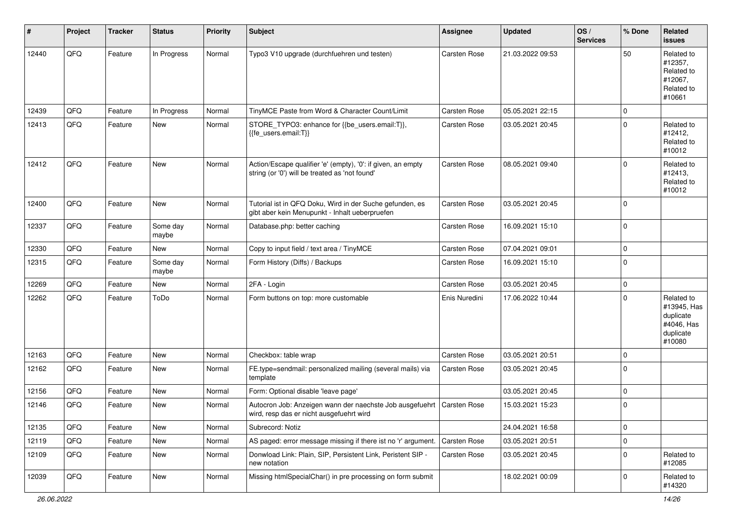| # | Project | Tracker | Status | Priority | Subject | Assignee | Updated | OS / Services | % Done | Related issues |
|---|---|---|---|---|---|---|---|---|---|---|
| 12440 | QFQ | Feature | In Progress | Normal | Typo3 V10 upgrade (durchfuehren und testen) | Carsten Rose | 21.03.2022 09:53 | | 50 | Related to #12357, Related to #12067, Related to #10661 |
| 12439 | QFQ | Feature | In Progress | Normal | TinyMCE Paste from Word & Character Count/Limit | Carsten Rose | 05.05.2021 22:15 | | 0 | |
| 12413 | QFQ | Feature | New | Normal | STORE_TYPO3: enhance for {{be_users.email:T}}, {{fe_users.email:T}} | Carsten Rose | 03.05.2021 20:45 | | 0 | Related to #12412, Related to #10012 |
| 12412 | QFQ | Feature | New | Normal | Action/Escape qualifier 'e' (empty), '0': if given, an empty string (or '0') will be treated as 'not found' | Carsten Rose | 08.05.2021 09:40 | | 0 | Related to #12413, Related to #10012 |
| 12400 | QFQ | Feature | New | Normal | Tutorial ist in QFQ Doku, Wird in der Suche gefunden, es gibt aber kein Menupunkt - Inhalt ueberpruefen | Carsten Rose | 03.05.2021 20:45 | | 0 | |
| 12337 | QFQ | Feature | Some day maybe | Normal | Database.php: better caching | Carsten Rose | 16.09.2021 15:10 | | 0 | |
| 12330 | QFQ | Feature | New | Normal | Copy to input field / text area / TinyMCE | Carsten Rose | 07.04.2021 09:01 | | 0 | |
| 12315 | QFQ | Feature | Some day maybe | Normal | Form History (Diffs) / Backups | Carsten Rose | 16.09.2021 15:10 | | 0 | |
| 12269 | QFQ | Feature | New | Normal | 2FA - Login | Carsten Rose | 03.05.2021 20:45 | | 0 | |
| 12262 | QFQ | Feature | ToDo | Normal | Form buttons on top: more customable | Enis Nuredini | 17.06.2022 10:44 | | 0 | Related to #13945, Has duplicate #4046, Has duplicate #10080 |
| 12163 | QFQ | Feature | New | Normal | Checkbox: table wrap | Carsten Rose | 03.05.2021 20:51 | | 0 | |
| 12162 | QFQ | Feature | New | Normal | FE.type=sendmail: personalized mailing (several mails) via template | Carsten Rose | 03.05.2021 20:45 | | 0 | |
| 12156 | QFQ | Feature | New | Normal | Form: Optional disable 'leave page' | | 03.05.2021 20:45 | | 0 | |
| 12146 | QFQ | Feature | New | Normal | Autocron Job: Anzeigen wann der naechste Job ausgefuehrt wird, resp das er nicht ausgefuehrt wird | Carsten Rose | 15.03.2021 15:23 | | 0 | |
| 12135 | QFQ | Feature | New | Normal | Subrecord: Notiz | | 24.04.2021 16:58 | | 0 | |
| 12119 | QFQ | Feature | New | Normal | AS paged: error message missing if there ist no 'r' argument. | Carsten Rose | 03.05.2021 20:51 | | 0 | |
| 12109 | QFQ | Feature | New | Normal | Donwload Link: Plain, SIP, Persistent Link, Peristent SIP - new notation | Carsten Rose | 03.05.2021 20:45 | | 0 | Related to #12085 |
| 12039 | QFQ | Feature | New | Normal | Missing htmlSpecialChar() in pre processing on form submit | | 18.02.2021 00:09 | | 0 | Related to #14320 |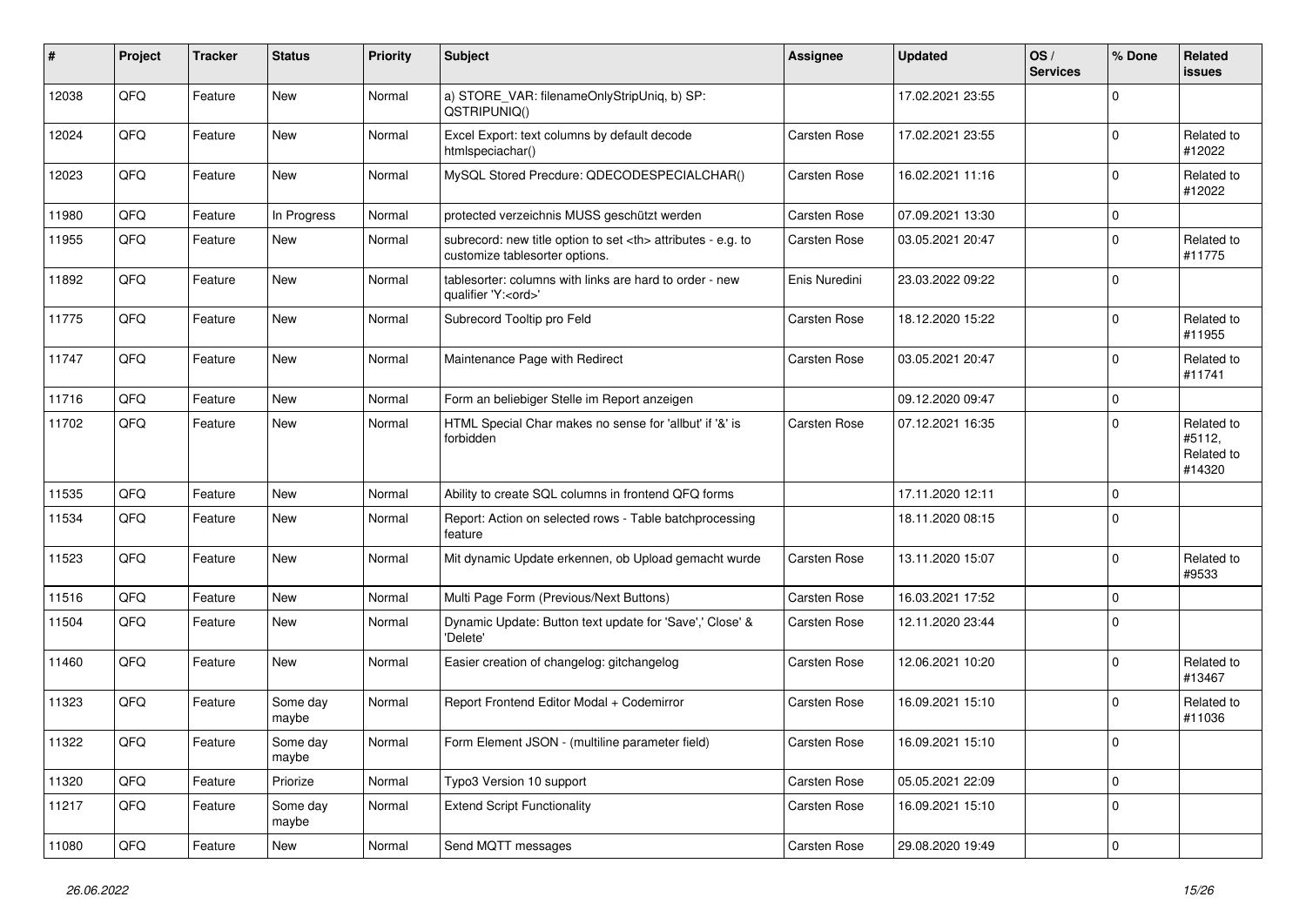| # | Project | Tracker | Status | Priority | Subject | Assignee | Updated | OS / Services | % Done | Related issues |
|---|---|---|---|---|---|---|---|---|---|---|
| 12038 | QFQ | Feature | New | Normal | a) STORE_VAR: filenameOnlyStripUniq, b) SP: QSTRIPUNIQ() | | 17.02.2021 23:55 | | 0 | |
| 12024 | QFQ | Feature | New | Normal | Excel Export: text columns by default decode htmlspeciachar() | Carsten Rose | 17.02.2021 23:55 | | 0 | Related to #12022 |
| 12023 | QFQ | Feature | New | Normal | MySQL Stored Precdure: QDECODESPECIALCHAR() | Carsten Rose | 16.02.2021 11:16 | | 0 | Related to #12022 |
| 11980 | QFQ | Feature | In Progress | Normal | protected verzeichnis MUSS geschützt werden | Carsten Rose | 07.09.2021 13:30 | | 0 | |
| 11955 | QFQ | Feature | New | Normal | subrecord: new title option to set <th> attributes - e.g. to customize tablesorter options. | Carsten Rose | 03.05.2021 20:47 | | 0 | Related to #11775 |
| 11892 | QFQ | Feature | New | Normal | tablesorter: columns with links are hard to order - new qualifier 'Y:<ord>' | Enis Nuredini | 23.03.2022 09:22 | | 0 | |
| 11775 | QFQ | Feature | New | Normal | Subrecord Tooltip pro Feld | Carsten Rose | 18.12.2020 15:22 | | 0 | Related to #11955 |
| 11747 | QFQ | Feature | New | Normal | Maintenance Page with Redirect | Carsten Rose | 03.05.2021 20:47 | | 0 | Related to #11741 |
| 11716 | QFQ | Feature | New | Normal | Form an beliebiger Stelle im Report anzeigen | | 09.12.2020 09:47 | | 0 | |
| 11702 | QFQ | Feature | New | Normal | HTML Special Char makes no sense for 'allbut' if '&' is forbidden | Carsten Rose | 07.12.2021 16:35 | | 0 | Related to #5112, Related to #14320 |
| 11535 | QFQ | Feature | New | Normal | Ability to create SQL columns in frontend QFQ forms | | 17.11.2020 12:11 | | 0 | |
| 11534 | QFQ | Feature | New | Normal | Report: Action on selected rows - Table batchprocessing feature | | 18.11.2020 08:15 | | 0 | |
| 11523 | QFQ | Feature | New | Normal | Mit dynamic Update erkennen, ob Upload gemacht wurde | Carsten Rose | 13.11.2020 15:07 | | 0 | Related to #9533 |
| 11516 | QFQ | Feature | New | Normal | Multi Page Form (Previous/Next Buttons) | Carsten Rose | 16.03.2021 17:52 | | 0 | |
| 11504 | QFQ | Feature | New | Normal | Dynamic Update: Button text update for 'Save',' Close' & 'Delete' | Carsten Rose | 12.11.2020 23:44 | | 0 | |
| 11460 | QFQ | Feature | New | Normal | Easier creation of changelog: gitchangelog | Carsten Rose | 12.06.2021 10:20 | | 0 | Related to #13467 |
| 11323 | QFQ | Feature | Some day maybe | Normal | Report Frontend Editor Modal + Codemirror | Carsten Rose | 16.09.2021 15:10 | | 0 | Related to #11036 |
| 11322 | QFQ | Feature | Some day maybe | Normal | Form Element JSON - (multiline parameter field) | Carsten Rose | 16.09.2021 15:10 | | 0 | |
| 11320 | QFQ | Feature | Priorize | Normal | Typo3 Version 10 support | Carsten Rose | 05.05.2021 22:09 | | 0 | |
| 11217 | QFQ | Feature | Some day maybe | Normal | Extend Script Functionality | Carsten Rose | 16.09.2021 15:10 | | 0 | |
| 11080 | QFQ | Feature | New | Normal | Send MQTT messages | Carsten Rose | 29.08.2020 19:49 | | 0 | |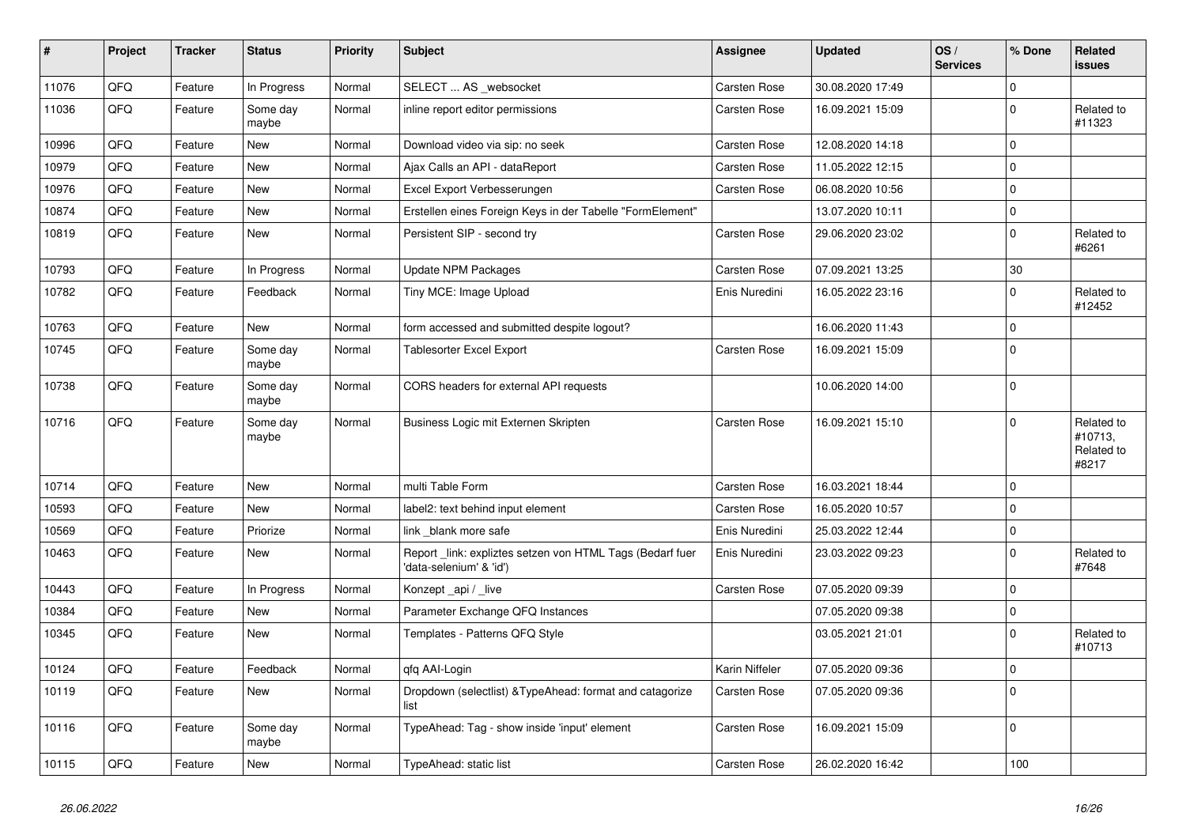| # | Project | Tracker | Status | Priority | Subject | Assignee | Updated | OS / Services | % Done | Related issues |
|---|---|---|---|---|---|---|---|---|---|---|
| 11076 | QFQ | Feature | In Progress | Normal | SELECT ... AS _websocket | Carsten Rose | 30.08.2020 17:49 | | 0 | |
| 11036 | QFQ | Feature | Some day maybe | Normal | inline report editor permissions | Carsten Rose | 16.09.2021 15:09 | | 0 | Related to #11323 |
| 10996 | QFQ | Feature | New | Normal | Download video via sip: no seek | Carsten Rose | 12.08.2020 14:18 | | 0 | |
| 10979 | QFQ | Feature | New | Normal | Ajax Calls an API - dataReport | Carsten Rose | 11.05.2022 12:15 | | 0 | |
| 10976 | QFQ | Feature | New | Normal | Excel Export Verbesserungen | Carsten Rose | 06.08.2020 10:56 | | 0 | |
| 10874 | QFQ | Feature | New | Normal | Erstellen eines Foreign Keys in der Tabelle "FormElement" | | 13.07.2020 10:11 | | 0 | |
| 10819 | QFQ | Feature | New | Normal | Persistent SIP - second try | Carsten Rose | 29.06.2020 23:02 | | 0 | Related to #6261 |
| 10793 | QFQ | Feature | In Progress | Normal | Update NPM Packages | Carsten Rose | 07.09.2021 13:25 | | 30 | |
| 10782 | QFQ | Feature | Feedback | Normal | Tiny MCE: Image Upload | Enis Nuredini | 16.05.2022 23:16 | | 0 | Related to #12452 |
| 10763 | QFQ | Feature | New | Normal | form accessed and submitted despite logout? | | 16.06.2020 11:43 | | 0 | |
| 10745 | QFQ | Feature | Some day maybe | Normal | Tablesorter Excel Export | Carsten Rose | 16.09.2021 15:09 | | 0 | |
| 10738 | QFQ | Feature | Some day maybe | Normal | CORS headers for external API requests | | 10.06.2020 14:00 | | 0 | |
| 10716 | QFQ | Feature | Some day maybe | Normal | Business Logic mit Externen Skripten | Carsten Rose | 16.09.2021 15:10 | | 0 | Related to #10713, Related to #8217 |
| 10714 | QFQ | Feature | New | Normal | multi Table Form | Carsten Rose | 16.03.2021 18:44 | | 0 | |
| 10593 | QFQ | Feature | New | Normal | label2: text behind input element | Carsten Rose | 16.05.2020 10:57 | | 0 | |
| 10569 | QFQ | Feature | Priorize | Normal | link _blank more safe | Enis Nuredini | 25.03.2022 12:44 | | 0 | |
| 10463 | QFQ | Feature | New | Normal | Report _link: expliztes setzen von HTML Tags (Bedarf fuer 'data-selenium' & 'id') | Enis Nuredini | 23.03.2022 09:23 | | 0 | Related to #7648 |
| 10443 | QFQ | Feature | In Progress | Normal | Konzept _api / _live | Carsten Rose | 07.05.2020 09:39 | | 0 | |
| 10384 | QFQ | Feature | New | Normal | Parameter Exchange QFQ Instances | | 07.05.2020 09:38 | | 0 | |
| 10345 | QFQ | Feature | New | Normal | Templates - Patterns QFQ Style | | 03.05.2021 21:01 | | 0 | Related to #10713 |
| 10124 | QFQ | Feature | Feedback | Normal | qfq AAI-Login | Karin Niffeler | 07.05.2020 09:36 | | 0 | |
| 10119 | QFQ | Feature | New | Normal | Dropdown (selectlist) &TypeAhead: format and catagorize list | Carsten Rose | 07.05.2020 09:36 | | 0 | |
| 10116 | QFQ | Feature | Some day maybe | Normal | TypeAhead: Tag - show inside 'input' element | Carsten Rose | 16.09.2021 15:09 | | 0 | |
| 10115 | QFQ | Feature | New | Normal | TypeAhead: static list | Carsten Rose | 26.02.2020 16:42 | | 100 | |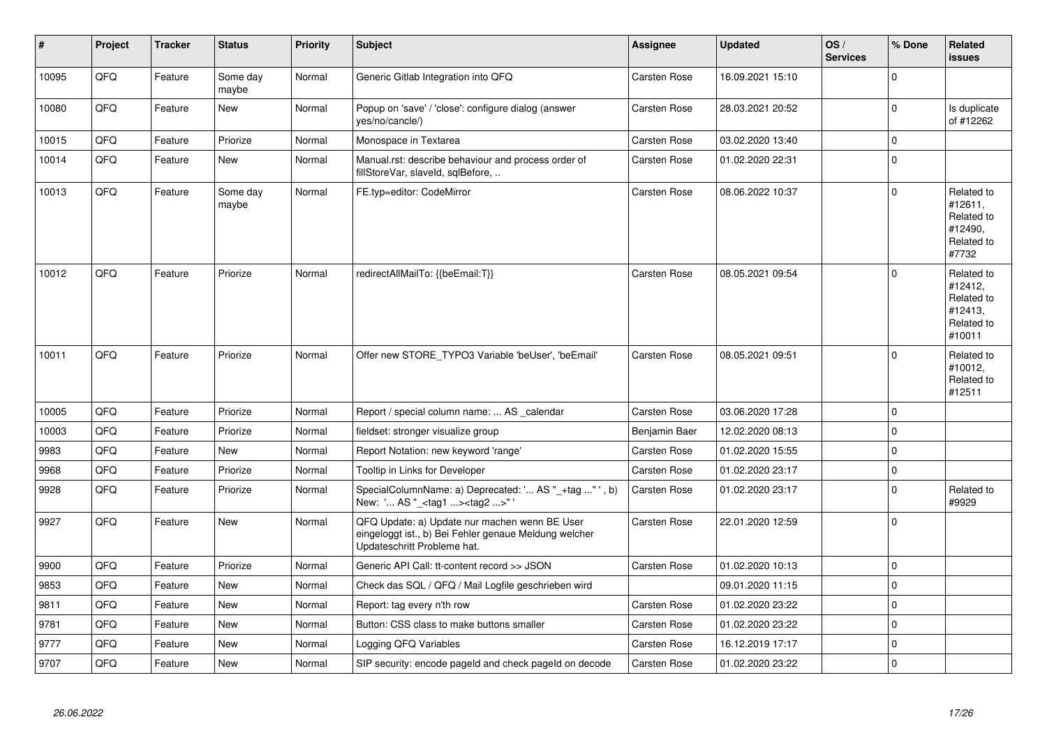| # | Project | Tracker | Status | Priority | Subject | Assignee | Updated | OS / Services | % Done | Related issues |
|---|---|---|---|---|---|---|---|---|---|---|
| 10095 | QFQ | Feature | Some day maybe | Normal | Generic Gitlab Integration into QFQ | Carsten Rose | 16.09.2021 15:10 | | 0 | |
| 10080 | QFQ | Feature | New | Normal | Popup on 'save' / 'close': configure dialog (answer yes/no/cancle/) | Carsten Rose | 28.03.2021 20:52 | | 0 | Is duplicate of #12262 |
| 10015 | QFQ | Feature | Priorize | Normal | Monospace in Textarea | Carsten Rose | 03.02.2020 13:40 | | 0 | |
| 10014 | QFQ | Feature | New | Normal | Manual.rst: describe behaviour and process order of fillStoreVar, slaveId, sqlBefore, .. | Carsten Rose | 01.02.2020 22:31 | | 0 | |
| 10013 | QFQ | Feature | Some day maybe | Normal | FE.typ=editor: CodeMirror | Carsten Rose | 08.06.2022 10:37 | | 0 | Related to #12611, Related to #12490, Related to #7732 |
| 10012 | QFQ | Feature | Priorize | Normal | redirectAllMailTo: {{beEmail:T}} | Carsten Rose | 08.05.2021 09:54 | | 0 | Related to #12412, Related to #12413, Related to #10011 |
| 10011 | QFQ | Feature | Priorize | Normal | Offer new STORE_TYPO3 Variable 'beUser', 'beEmail' | Carsten Rose | 08.05.2021 09:51 | | 0 | Related to #10012, Related to #12511 |
| 10005 | QFQ | Feature | Priorize | Normal | Report / special column name: ... AS _calendar | Carsten Rose | 03.06.2020 17:28 | | 0 | |
| 10003 | QFQ | Feature | Priorize | Normal | fieldset: stronger visualize group | Benjamin Baer | 12.02.2020 08:13 | | 0 | |
| 9983 | QFQ | Feature | New | Normal | Report Notation: new keyword 'range' | Carsten Rose | 01.02.2020 15:55 | | 0 | |
| 9968 | QFQ | Feature | Priorize | Normal | Tooltip in Links for Developer | Carsten Rose | 01.02.2020 23:17 | | 0 | |
| 9928 | QFQ | Feature | Priorize | Normal | SpecialColumnName: a) Deprecated: '... AS "_+tag ..." ', b) New: '... AS "_<tag1 ...><tag2 ...>" ' | Carsten Rose | 01.02.2020 23:17 | | 0 | Related to #9929 |
| 9927 | QFQ | Feature | New | Normal | QFQ Update: a) Update nur machen wenn BE User eingeloggt ist., b) Bei Fehler genaue Meldung welcher Updateschritt Probleme hat. | Carsten Rose | 22.01.2020 12:59 | | 0 | |
| 9900 | QFQ | Feature | Priorize | Normal | Generic API Call: tt-content record >> JSON | Carsten Rose | 01.02.2020 10:13 | | 0 | |
| 9853 | QFQ | Feature | New | Normal | Check das SQL / QFQ / Mail Logfile geschrieben wird | | 09.01.2020 11:15 | | 0 | |
| 9811 | QFQ | Feature | New | Normal | Report: tag every n'th row | Carsten Rose | 01.02.2020 23:22 | | 0 | |
| 9781 | QFQ | Feature | New | Normal | Button: CSS class to make buttons smaller | Carsten Rose | 01.02.2020 23:22 | | 0 | |
| 9777 | QFQ | Feature | New | Normal | Logging QFQ Variables | Carsten Rose | 16.12.2019 17:17 | | 0 | |
| 9707 | QFQ | Feature | New | Normal | SIP security: encode pageId and check pageId on decode | Carsten Rose | 01.02.2020 23:22 | | 0 | |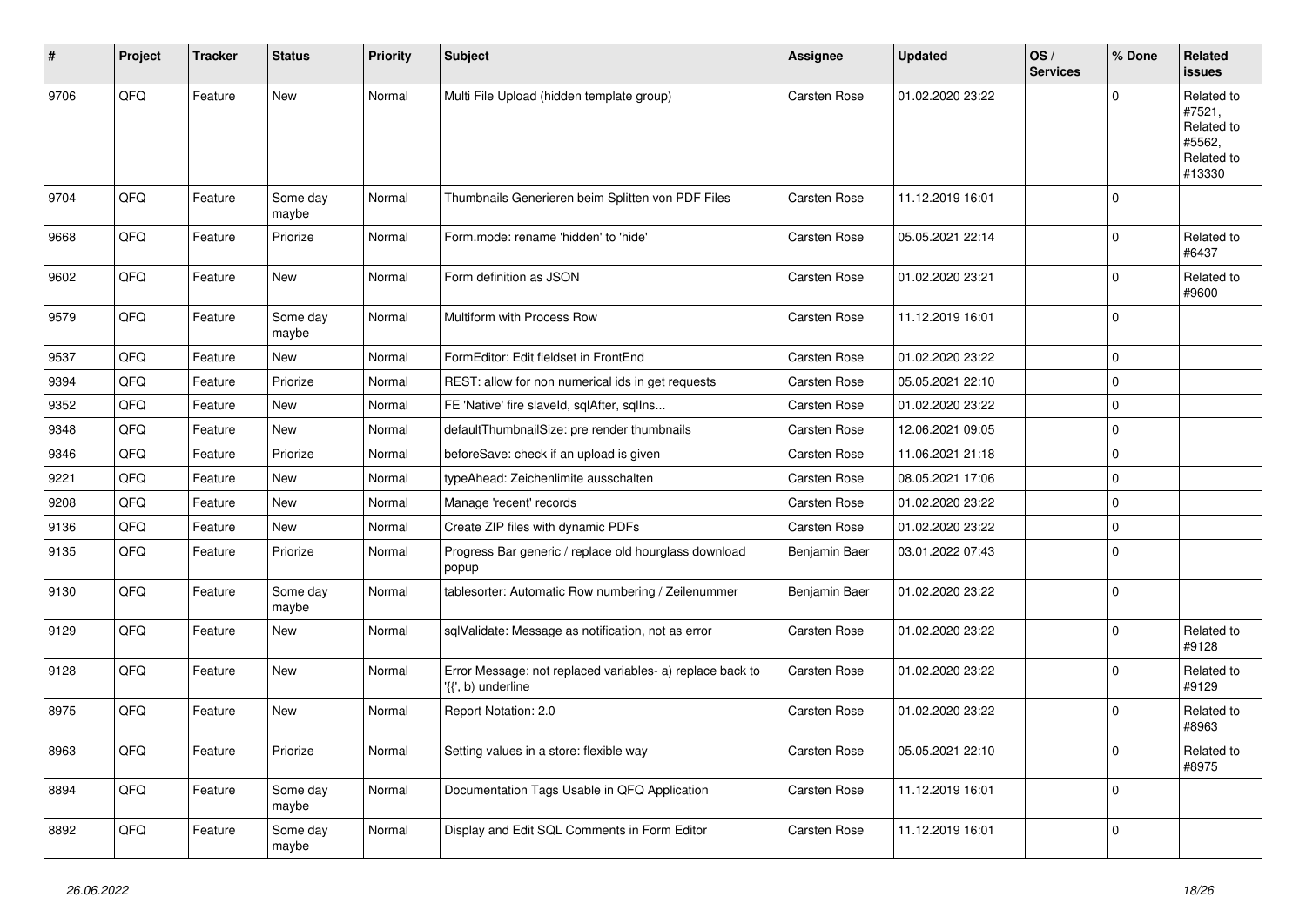| # | Project | Tracker | Status | Priority | Subject | Assignee | Updated | OS / Services | % Done | Related issues |
|---|---|---|---|---|---|---|---|---|---|---|
| 9706 | QFQ | Feature | New | Normal | Multi File Upload (hidden template group) | Carsten Rose | 01.02.2020 23:22 | | 0 | Related to #7521, Related to #5562, Related to #13330 |
| 9704 | QFQ | Feature | Some day maybe | Normal | Thumbnails Generieren beim Splitten von PDF Files | Carsten Rose | 11.12.2019 16:01 | | 0 | |
| 9668 | QFQ | Feature | Priorize | Normal | Form.mode: rename 'hidden' to 'hide' | Carsten Rose | 05.05.2021 22:14 | | 0 | Related to #6437 |
| 9602 | QFQ | Feature | New | Normal | Form definition as JSON | Carsten Rose | 01.02.2020 23:21 | | 0 | Related to #9600 |
| 9579 | QFQ | Feature | Some day maybe | Normal | Multiform with Process Row | Carsten Rose | 11.12.2019 16:01 | | 0 | |
| 9537 | QFQ | Feature | New | Normal | FormEditor: Edit fieldset in FrontEnd | Carsten Rose | 01.02.2020 23:22 | | 0 | |
| 9394 | QFQ | Feature | Priorize | Normal | REST: allow for non numerical ids in get requests | Carsten Rose | 05.05.2021 22:10 | | 0 | |
| 9352 | QFQ | Feature | New | Normal | FE 'Native' fire slaveId, sqlAfter, sqlIns... | Carsten Rose | 01.02.2020 23:22 | | 0 | |
| 9348 | QFQ | Feature | New | Normal | defaultThumbnailSize: pre render thumbnails | Carsten Rose | 12.06.2021 09:05 | | 0 | |
| 9346 | QFQ | Feature | Priorize | Normal | beforeSave: check if an upload is given | Carsten Rose | 11.06.2021 21:18 | | 0 | |
| 9221 | QFQ | Feature | New | Normal | typeAhead: Zeichenlimite ausschalten | Carsten Rose | 08.05.2021 17:06 | | 0 | |
| 9208 | QFQ | Feature | New | Normal | Manage 'recent' records | Carsten Rose | 01.02.2020 23:22 | | 0 | |
| 9136 | QFQ | Feature | New | Normal | Create ZIP files with dynamic PDFs | Carsten Rose | 01.02.2020 23:22 | | 0 | |
| 9135 | QFQ | Feature | Priorize | Normal | Progress Bar generic / replace old hourglass download popup | Benjamin Baer | 03.01.2022 07:43 | | 0 | |
| 9130 | QFQ | Feature | Some day maybe | Normal | tablesorter: Automatic Row numbering / Zeilenummer | Benjamin Baer | 01.02.2020 23:22 | | 0 | |
| 9129 | QFQ | Feature | New | Normal | sqlValidate: Message as notification, not as error | Carsten Rose | 01.02.2020 23:22 | | 0 | Related to #9128 |
| 9128 | QFQ | Feature | New | Normal | Error Message: not replaced variables- a) replace back to '{{', b) underline | Carsten Rose | 01.02.2020 23:22 | | 0 | Related to #9129 |
| 8975 | QFQ | Feature | New | Normal | Report Notation: 2.0 | Carsten Rose | 01.02.2020 23:22 | | 0 | Related to #8963 |
| 8963 | QFQ | Feature | Priorize | Normal | Setting values in a store: flexible way | Carsten Rose | 05.05.2021 22:10 | | 0 | Related to #8975 |
| 8894 | QFQ | Feature | Some day maybe | Normal | Documentation Tags Usable in QFQ Application | Carsten Rose | 11.12.2019 16:01 | | 0 | |
| 8892 | QFQ | Feature | Some day maybe | Normal | Display and Edit SQL Comments in Form Editor | Carsten Rose | 11.12.2019 16:01 | | 0 | |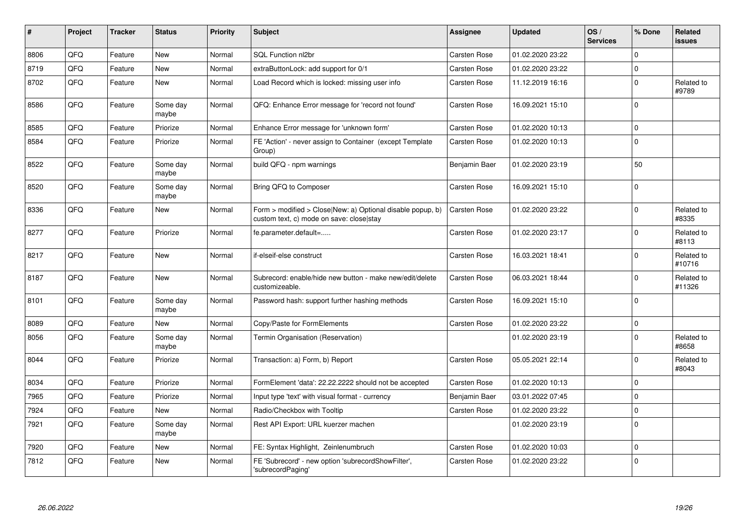| # | Project | Tracker | Status | Priority | Subject | Assignee | Updated | OS / Services | % Done | Related issues |
|---|---|---|---|---|---|---|---|---|---|---|
| 8806 | QFQ | Feature | New | Normal | SQL Function nl2br | Carsten Rose | 01.02.2020 23:22 | | 0 | |
| 8719 | QFQ | Feature | New | Normal | extraButtonLock: add support for 0/1 | Carsten Rose | 01.02.2020 23:22 | | 0 | |
| 8702 | QFQ | Feature | New | Normal | Load Record which is locked: missing user info | Carsten Rose | 11.12.2019 16:16 | | 0 | Related to #9789 |
| 8586 | QFQ | Feature | Some day maybe | Normal | QFQ: Enhance Error message for 'record not found' | Carsten Rose | 16.09.2021 15:10 | | 0 | |
| 8585 | QFQ | Feature | Priorize | Normal | Enhance Error message for 'unknown form' | Carsten Rose | 01.02.2020 10:13 | | 0 | |
| 8584 | QFQ | Feature | Priorize | Normal | FE 'Action' - never assign to Container (except Template Group) | Carsten Rose | 01.02.2020 10:13 | | 0 | |
| 8522 | QFQ | Feature | Some day maybe | Normal | build QFQ - npm warnings | Benjamin Baer | 01.02.2020 23:19 | | 50 | |
| 8520 | QFQ | Feature | Some day maybe | Normal | Bring QFQ to Composer | Carsten Rose | 16.09.2021 15:10 | | 0 | |
| 8336 | QFQ | Feature | New | Normal | Form > modified > Close\|New: a) Optional disable popup, b) custom text, c) mode on save: close\|stay | Carsten Rose | 01.02.2020 23:22 | | 0 | Related to #8335 |
| 8277 | QFQ | Feature | Priorize | Normal | fe.parameter.default=..... | Carsten Rose | 01.02.2020 23:17 | | 0 | Related to #8113 |
| 8217 | QFQ | Feature | New | Normal | if-elseif-else construct | Carsten Rose | 16.03.2021 18:41 | | 0 | Related to #10716 |
| 8187 | QFQ | Feature | New | Normal | Subrecord: enable/hide new button - make new/edit/delete customizeable. | Carsten Rose | 06.03.2021 18:44 | | 0 | Related to #11326 |
| 8101 | QFQ | Feature | Some day maybe | Normal | Password hash: support further hashing methods | Carsten Rose | 16.09.2021 15:10 | | 0 | |
| 8089 | QFQ | Feature | New | Normal | Copy/Paste for FormElements | Carsten Rose | 01.02.2020 23:22 | | 0 | |
| 8056 | QFQ | Feature | Some day maybe | Normal | Termin Organisation (Reservation) | | 01.02.2020 23:19 | | 0 | Related to #8658 |
| 8044 | QFQ | Feature | Priorize | Normal | Transaction: a) Form, b) Report | Carsten Rose | 05.05.2021 22:14 | | 0 | Related to #8043 |
| 8034 | QFQ | Feature | Priorize | Normal | FormElement 'data': 22.22.2222 should not be accepted | Carsten Rose | 01.02.2020 10:13 | | 0 | |
| 7965 | QFQ | Feature | Priorize | Normal | Input type 'text' with visual format - currency | Benjamin Baer | 03.01.2022 07:45 | | 0 | |
| 7924 | QFQ | Feature | New | Normal | Radio/Checkbox with Tooltip | Carsten Rose | 01.02.2020 23:22 | | 0 | |
| 7921 | QFQ | Feature | Some day maybe | Normal | Rest API Export: URL kuerzer machen | | 01.02.2020 23:19 | | 0 | |
| 7920 | QFQ | Feature | New | Normal | FE: Syntax Highlight, Zeinlenumbruch | Carsten Rose | 01.02.2020 10:03 | | 0 | |
| 7812 | QFQ | Feature | New | Normal | FE 'Subrecord' - new option 'subrecordShowFilter', 'subrecordPaging' | Carsten Rose | 01.02.2020 23:22 | | 0 | |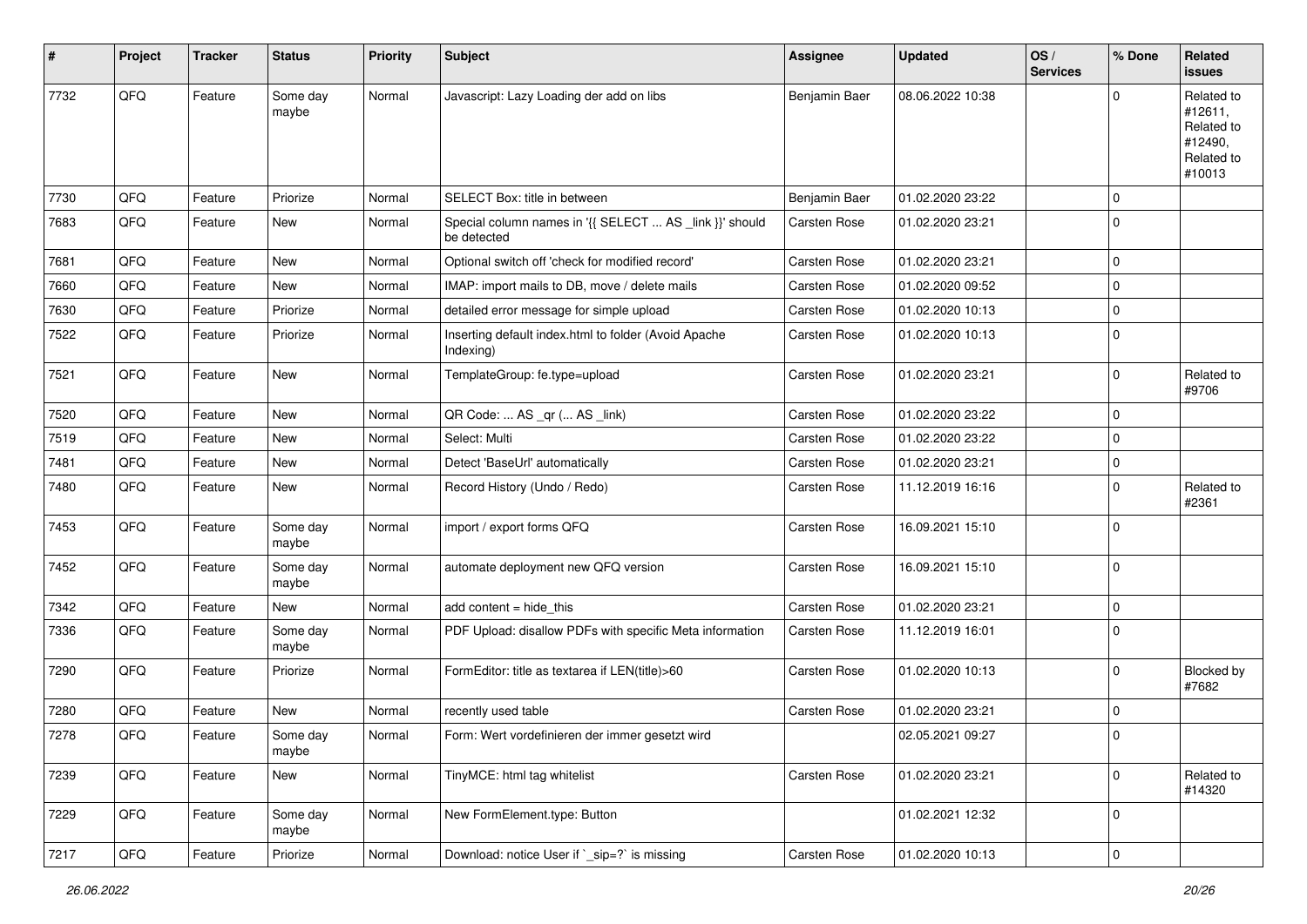| # | Project | Tracker | Status | Priority | Subject | Assignee | Updated | OS / Services | % Done | Related issues |
|---|---|---|---|---|---|---|---|---|---|---|
| 7732 | QFQ | Feature | Some day maybe | Normal | Javascript: Lazy Loading der add on libs | Benjamin Baer | 08.06.2022 10:38 | | 0 | Related to #12611, Related to #12490, Related to #10013 |
| 7730 | QFQ | Feature | Priorize | Normal | SELECT Box: title in between | Benjamin Baer | 01.02.2020 23:22 | | 0 | |
| 7683 | QFQ | Feature | New | Normal | Special column names in '{{ SELECT ... AS _link }}' should be detected | Carsten Rose | 01.02.2020 23:21 | | 0 | |
| 7681 | QFQ | Feature | New | Normal | Optional switch off 'check for modified record' | Carsten Rose | 01.02.2020 23:21 | | 0 | |
| 7660 | QFQ | Feature | New | Normal | IMAP: import mails to DB, move / delete mails | Carsten Rose | 01.02.2020 09:52 | | 0 | |
| 7630 | QFQ | Feature | Priorize | Normal | detailed error message for simple upload | Carsten Rose | 01.02.2020 10:13 | | 0 | |
| 7522 | QFQ | Feature | Priorize | Normal | Inserting default index.html to folder (Avoid Apache Indexing) | Carsten Rose | 01.02.2020 10:13 | | 0 | |
| 7521 | QFQ | Feature | New | Normal | TemplateGroup: fe.type=upload | Carsten Rose | 01.02.2020 23:21 | | 0 | Related to #9706 |
| 7520 | QFQ | Feature | New | Normal | QR Code: ... AS _qr (... AS _link) | Carsten Rose | 01.02.2020 23:22 | | 0 | |
| 7519 | QFQ | Feature | New | Normal | Select: Multi | Carsten Rose | 01.02.2020 23:22 | | 0 | |
| 7481 | QFQ | Feature | New | Normal | Detect 'BaseUrl' automatically | Carsten Rose | 01.02.2020 23:21 | | 0 | |
| 7480 | QFQ | Feature | New | Normal | Record History (Undo / Redo) | Carsten Rose | 11.12.2019 16:16 | | 0 | Related to #2361 |
| 7453 | QFQ | Feature | Some day maybe | Normal | import / export forms QFQ | Carsten Rose | 16.09.2021 15:10 | | 0 | |
| 7452 | QFQ | Feature | Some day maybe | Normal | automate deployment new QFQ version | Carsten Rose | 16.09.2021 15:10 | | 0 | |
| 7342 | QFQ | Feature | New | Normal | add content = hide_this | Carsten Rose | 01.02.2020 23:21 | | 0 | |
| 7336 | QFQ | Feature | Some day maybe | Normal | PDF Upload: disallow PDFs with specific Meta information | Carsten Rose | 11.12.2019 16:01 | | 0 | |
| 7290 | QFQ | Feature | Priorize | Normal | FormEditor: title as textarea if LEN(title)>60 | Carsten Rose | 01.02.2020 10:13 | | 0 | Blocked by #7682 |
| 7280 | QFQ | Feature | New | Normal | recently used table | Carsten Rose | 01.02.2020 23:21 | | 0 | |
| 7278 | QFQ | Feature | Some day maybe | Normal | Form: Wert vordefinieren der immer gesetzt wird | | 02.05.2021 09:27 | | 0 | |
| 7239 | QFQ | Feature | New | Normal | TinyMCE: html tag whitelist | Carsten Rose | 01.02.2020 23:21 | | 0 | Related to #14320 |
| 7229 | QFQ | Feature | Some day maybe | Normal | New FormElement.type: Button | | 01.02.2021 12:32 | | 0 | |
| 7217 | QFQ | Feature | Priorize | Normal | Download: notice User if `_sip=?` is missing | Carsten Rose | 01.02.2020 10:13 | | 0 | |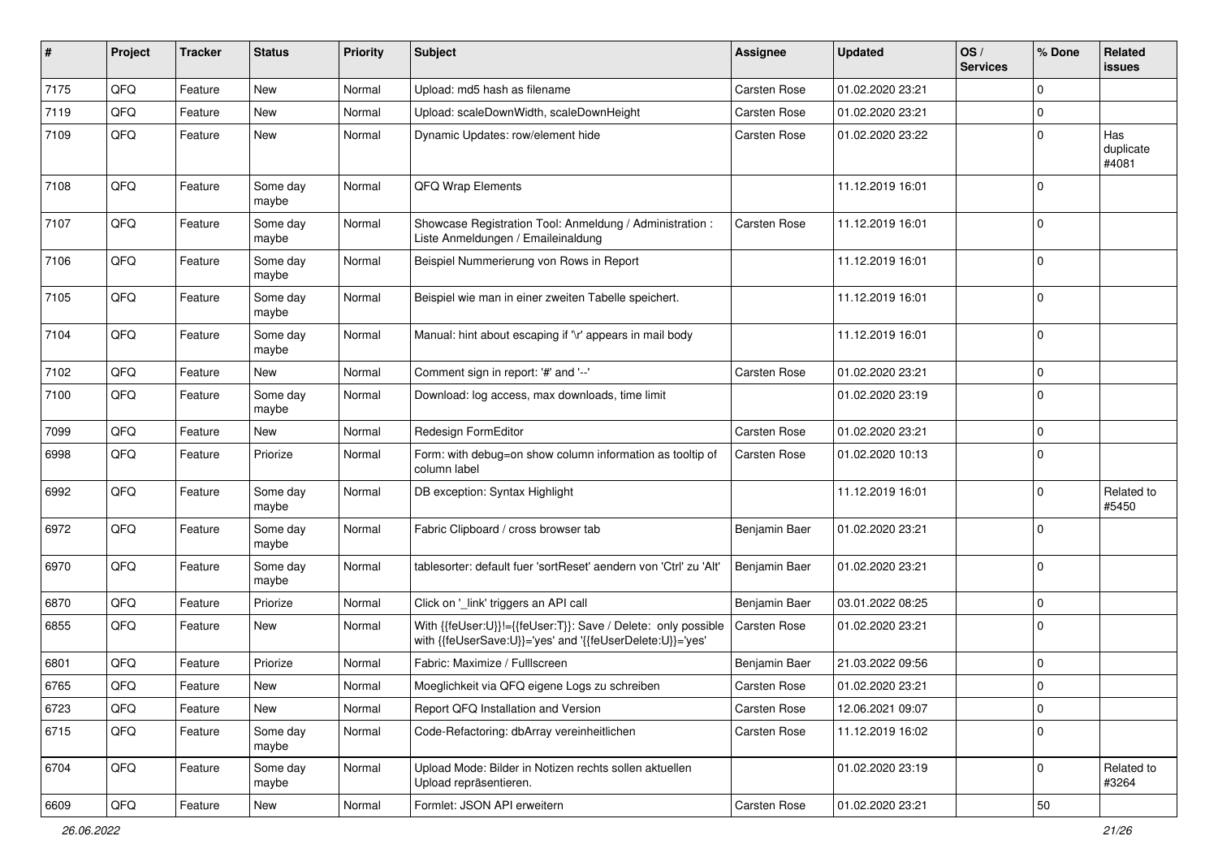| # | Project | Tracker | Status | Priority | Subject | Assignee | Updated | OS / Services | % Done | Related issues |
|---|---|---|---|---|---|---|---|---|---|---|
| 7175 | QFQ | Feature | New | Normal | Upload: md5 hash as filename | Carsten Rose | 01.02.2020 23:21 | | 0 | |
| 7119 | QFQ | Feature | New | Normal | Upload: scaleDownWidth, scaleDownHeight | Carsten Rose | 01.02.2020 23:21 | | 0 | |
| 7109 | QFQ | Feature | New | Normal | Dynamic Updates: row/element hide | Carsten Rose | 01.02.2020 23:22 | | 0 | Has duplicate #4081 |
| 7108 | QFQ | Feature | Some day maybe | Normal | QFQ Wrap Elements | | 11.12.2019 16:01 | | 0 | |
| 7107 | QFQ | Feature | Some day maybe | Normal | Showcase Registration Tool: Anmeldung / Administration : Liste Anmeldungen / Emaileinaldung | Carsten Rose | 11.12.2019 16:01 | | 0 | |
| 7106 | QFQ | Feature | Some day maybe | Normal | Beispiel Nummerierung von Rows in Report | | 11.12.2019 16:01 | | 0 | |
| 7105 | QFQ | Feature | Some day maybe | Normal | Beispiel wie man in einer zweiten Tabelle speichert. | | 11.12.2019 16:01 | | 0 | |
| 7104 | QFQ | Feature | Some day maybe | Normal | Manual: hint about escaping if '\r' appears in mail body | | 11.12.2019 16:01 | | 0 | |
| 7102 | QFQ | Feature | New | Normal | Comment sign in report: '#' and '--' | Carsten Rose | 01.02.2020 23:21 | | 0 | |
| 7100 | QFQ | Feature | Some day maybe | Normal | Download: log access, max downloads, time limit | | 01.02.2020 23:19 | | 0 | |
| 7099 | QFQ | Feature | New | Normal | Redesign FormEditor | Carsten Rose | 01.02.2020 23:21 | | 0 | |
| 6998 | QFQ | Feature | Priorize | Normal | Form: with debug=on show column information as tooltip of column label | Carsten Rose | 01.02.2020 10:13 | | 0 | |
| 6992 | QFQ | Feature | Some day maybe | Normal | DB exception: Syntax Highlight | | 11.12.2019 16:01 | | 0 | Related to #5450 |
| 6972 | QFQ | Feature | Some day maybe | Normal | Fabric Clipboard / cross browser tab | Benjamin Baer | 01.02.2020 23:21 | | 0 | |
| 6970 | QFQ | Feature | Some day maybe | Normal | tablesorter: default fuer 'sortReset' aendern von 'Ctrl' zu 'Alt' | Benjamin Baer | 01.02.2020 23:21 | | 0 | |
| 6870 | QFQ | Feature | Priorize | Normal | Click on '_link' triggers an API call | Benjamin Baer | 03.01.2022 08:25 | | 0 | |
| 6855 | QFQ | Feature | New | Normal | With {{feUser:U}}!={{feUser:T}}: Save / Delete: only possible with {{feUserSave:U}}='yes' and '{{feUserDelete:U}}='yes' | Carsten Rose | 01.02.2020 23:21 | | 0 | |
| 6801 | QFQ | Feature | Priorize | Normal | Fabric: Maximize / FullIscreen | Benjamin Baer | 21.03.2022 09:56 | | 0 | |
| 6765 | QFQ | Feature | New | Normal | Moeglichkeit via QFQ eigene Logs zu schreiben | Carsten Rose | 01.02.2020 23:21 | | 0 | |
| 6723 | QFQ | Feature | New | Normal | Report QFQ Installation and Version | Carsten Rose | 12.06.2021 09:07 | | 0 | |
| 6715 | QFQ | Feature | Some day maybe | Normal | Code-Refactoring: dbArray vereinheitlichen | Carsten Rose | 11.12.2019 16:02 | | 0 | |
| 6704 | QFQ | Feature | Some day maybe | Normal | Upload Mode: Bilder in Notizen rechts sollen aktuellen Upload repräsentieren. | | 01.02.2020 23:19 | | 0 | Related to #3264 |
| 6609 | QFQ | Feature | New | Normal | Formlet: JSON API erweitern | Carsten Rose | 01.02.2020 23:21 | | 50 | |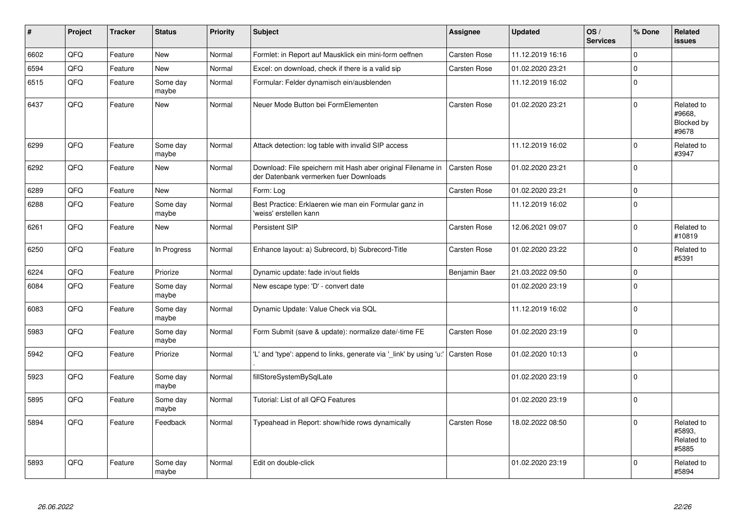| # | Project | Tracker | Status | Priority | Subject | Assignee | Updated | OS / Services | % Done | Related issues |
|---|---|---|---|---|---|---|---|---|---|---|
| 6602 | QFQ | Feature | New | Normal | Formlet: in Report auf Mausklick ein mini-form oeffnen | Carsten Rose | 11.12.2019 16:16 | | 0 | |
| 6594 | QFQ | Feature | New | Normal | Excel: on download, check if there is a valid sip | Carsten Rose | 01.02.2020 23:21 | | 0 | |
| 6515 | QFQ | Feature | Some day maybe | Normal | Formular: Felder dynamisch ein/ausblenden | | 11.12.2019 16:02 | | 0 | |
| 6437 | QFQ | Feature | New | Normal | Neuer Mode Button bei FormElementen | Carsten Rose | 01.02.2020 23:21 | | 0 | Related to #9668, Blocked by #9678 |
| 6299 | QFQ | Feature | Some day maybe | Normal | Attack detection: log table with invalid SIP access | | 11.12.2019 16:02 | | 0 | Related to #3947 |
| 6292 | QFQ | Feature | New | Normal | Download: File speichern mit Hash aber original Filename in der Datenbank vermerken fuer Downloads | Carsten Rose | 01.02.2020 23:21 | | 0 | |
| 6289 | QFQ | Feature | New | Normal | Form: Log | Carsten Rose | 01.02.2020 23:21 | | 0 | |
| 6288 | QFQ | Feature | Some day maybe | Normal | Best Practice: Erklaeren wie man ein Formular ganz in 'weiss' erstellen kann | | 11.12.2019 16:02 | | 0 | |
| 6261 | QFQ | Feature | New | Normal | Persistent SIP | Carsten Rose | 12.06.2021 09:07 | | 0 | Related to #10819 |
| 6250 | QFQ | Feature | In Progress | Normal | Enhance layout: a) Subrecord, b) Subrecord-Title | Carsten Rose | 01.02.2020 23:22 | | 0 | Related to #5391 |
| 6224 | QFQ | Feature | Priorize | Normal | Dynamic update: fade in/out fields | Benjamin Baer | 21.03.2022 09:50 | | 0 | |
| 6084 | QFQ | Feature | Some day maybe | Normal | New escape type: 'D' - convert date | | 01.02.2020 23:19 | | 0 | |
| 6083 | QFQ | Feature | Some day maybe | Normal | Dynamic Update: Value Check via SQL | | 11.12.2019 16:02 | | 0 | |
| 5983 | QFQ | Feature | Some day maybe | Normal | Form Submit (save & update): normalize date/-time FE | Carsten Rose | 01.02.2020 23:19 | | 0 | |
| 5942 | QFQ | Feature | Priorize | Normal | 'L' and 'type': append to links, generate via '_link' by using 'u:' . | Carsten Rose | 01.02.2020 10:13 | | 0 | |
| 5923 | QFQ | Feature | Some day maybe | Normal | fillStoreSystemBySqlLate | | 01.02.2020 23:19 | | 0 | |
| 5895 | QFQ | Feature | Some day maybe | Normal | Tutorial: List of all QFQ Features | | 01.02.2020 23:19 | | 0 | |
| 5894 | QFQ | Feature | Feedback | Normal | Typeahead in Report: show/hide rows dynamically | Carsten Rose | 18.02.2022 08:50 | | 0 | Related to #5893, Related to #5885 |
| 5893 | QFQ | Feature | Some day maybe | Normal | Edit on double-click | | 01.02.2020 23:19 | | 0 | Related to #5894 |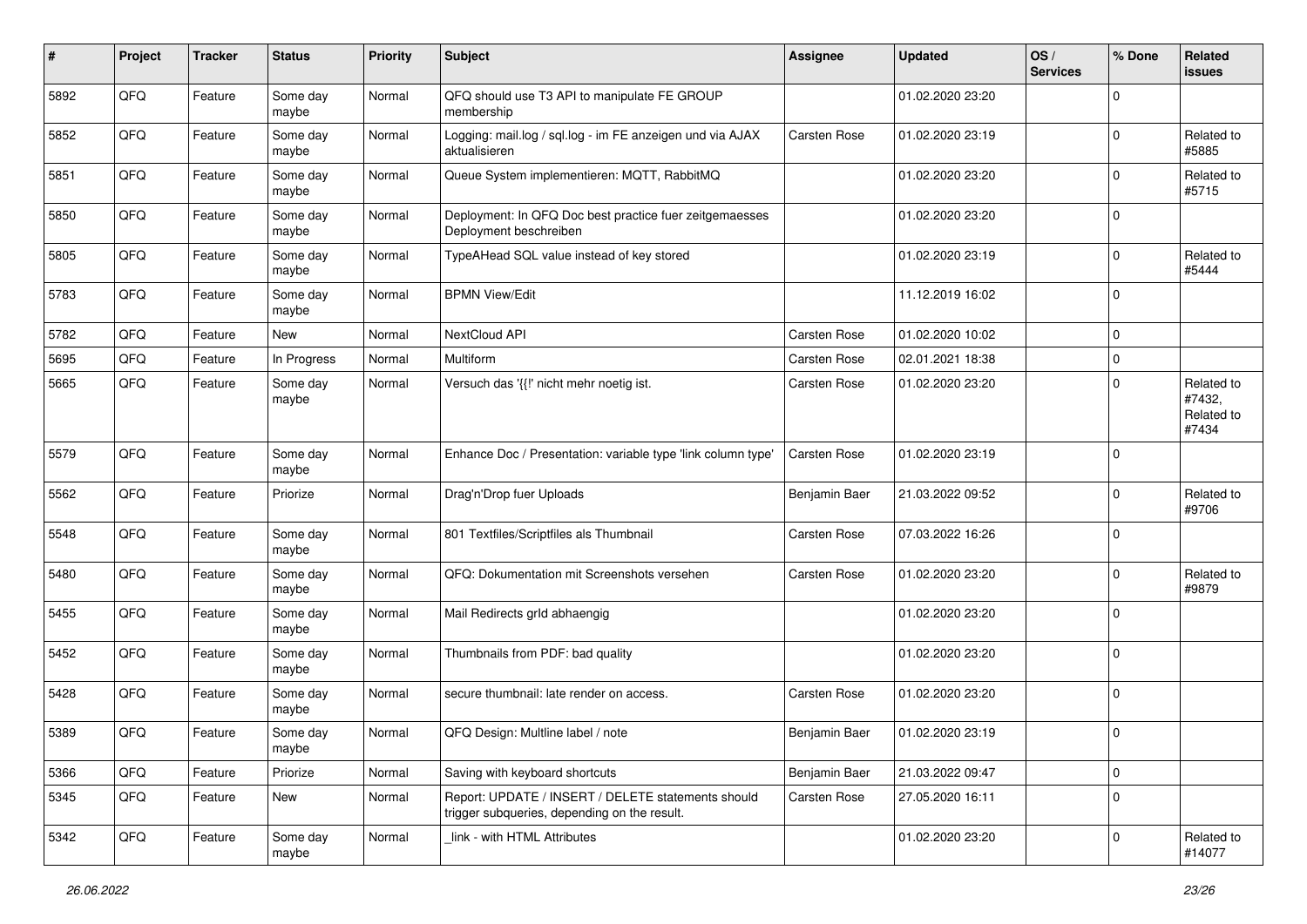| # | Project | Tracker | Status | Priority | Subject | Assignee | Updated | OS / Services | % Done | Related issues |
|---|---|---|---|---|---|---|---|---|---|---|
| 5892 | QFQ | Feature | Some day maybe | Normal | QFQ should use T3 API to manipulate FE GROUP membership | | 01.02.2020 23:20 | | 0 | |
| 5852 | QFQ | Feature | Some day maybe | Normal | Logging: mail.log / sql.log - im FE anzeigen und via AJAX aktualisieren | Carsten Rose | 01.02.2020 23:19 | | 0 | Related to #5885 |
| 5851 | QFQ | Feature | Some day maybe | Normal | Queue System implementieren: MQTT, RabbitMQ | | 01.02.2020 23:20 | | 0 | Related to #5715 |
| 5850 | QFQ | Feature | Some day maybe | Normal | Deployment: In QFQ Doc best practice fuer zeitgemaesses Deployment beschreiben | | 01.02.2020 23:20 | | 0 | |
| 5805 | QFQ | Feature | Some day maybe | Normal | TypeAHead SQL value instead of key stored | | 01.02.2020 23:19 | | 0 | Related to #5444 |
| 5783 | QFQ | Feature | Some day maybe | Normal | BPMN View/Edit | | 11.12.2019 16:02 | | 0 | |
| 5782 | QFQ | Feature | New | Normal | NextCloud API | Carsten Rose | 01.02.2020 10:02 | | 0 | |
| 5695 | QFQ | Feature | In Progress | Normal | Multiform | Carsten Rose | 02.01.2021 18:38 | | 0 | |
| 5665 | QFQ | Feature | Some day maybe | Normal | Versuch das '{{!' nicht mehr noetig ist. | Carsten Rose | 01.02.2020 23:20 | | 0 | Related to #7432, Related to #7434 |
| 5579 | QFQ | Feature | Some day maybe | Normal | Enhance Doc / Presentation: variable type 'link column type' | Carsten Rose | 01.02.2020 23:19 | | 0 | |
| 5562 | QFQ | Feature | Priorize | Normal | Drag'n'Drop fuer Uploads | Benjamin Baer | 21.03.2022 09:52 | | 0 | Related to #9706 |
| 5548 | QFQ | Feature | Some day maybe | Normal | 801 Textfiles/Scriptfiles als Thumbnail | Carsten Rose | 07.03.2022 16:26 | | 0 | |
| 5480 | QFQ | Feature | Some day maybe | Normal | QFQ: Dokumentation mit Screenshots versehen | Carsten Rose | 01.02.2020 23:20 | | 0 | Related to #9879 |
| 5455 | QFQ | Feature | Some day maybe | Normal | Mail Redirects grId abhaengig | | 01.02.2020 23:20 | | 0 | |
| 5452 | QFQ | Feature | Some day maybe | Normal | Thumbnails from PDF: bad quality | | 01.02.2020 23:20 | | 0 | |
| 5428 | QFQ | Feature | Some day maybe | Normal | secure thumbnail: late render on access. | Carsten Rose | 01.02.2020 23:20 | | 0 | |
| 5389 | QFQ | Feature | Some day maybe | Normal | QFQ Design: Multline label / note | Benjamin Baer | 01.02.2020 23:19 | | 0 | |
| 5366 | QFQ | Feature | Priorize | Normal | Saving with keyboard shortcuts | Benjamin Baer | 21.03.2022 09:47 | | 0 | |
| 5345 | QFQ | Feature | New | Normal | Report: UPDATE / INSERT / DELETE statements should trigger subqueries, depending on the result. | Carsten Rose | 27.05.2020 16:11 | | 0 | |
| 5342 | QFQ | Feature | Some day maybe | Normal | _link - with HTML Attributes | | 01.02.2020 23:20 | | 0 | Related to #14077 |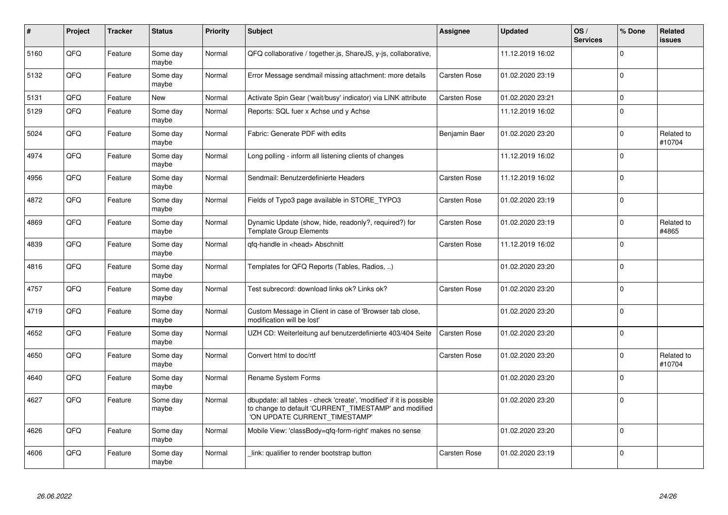| # | Project | Tracker | Status | Priority | Subject | Assignee | Updated | OS / Services | % Done | Related issues |
|---|---|---|---|---|---|---|---|---|---|---|
| 5160 | QFQ | Feature | Some day maybe | Normal | QFQ collaborative / together.js, ShareJS, y-js, collaborative, | | 11.12.2019 16:02 | | 0 | |
| 5132 | QFQ | Feature | Some day maybe | Normal | Error Message sendmail missing attachment: more details | Carsten Rose | 01.02.2020 23:19 | | 0 | |
| 5131 | QFQ | Feature | New | Normal | Activate Spin Gear ('wait/busy' indicator) via LINK attribute | Carsten Rose | 01.02.2020 23:21 | | 0 | |
| 5129 | QFQ | Feature | Some day maybe | Normal | Reports: SQL fuer x Achse und y Achse | | 11.12.2019 16:02 | | 0 | |
| 5024 | QFQ | Feature | Some day maybe | Normal | Fabric: Generate PDF with edits | Benjamin Baer | 01.02.2020 23:20 | | 0 | Related to #10704 |
| 4974 | QFQ | Feature | Some day maybe | Normal | Long polling - inform all listening clients of changes | | 11.12.2019 16:02 | | 0 | |
| 4956 | QFQ | Feature | Some day maybe | Normal | Sendmail: Benutzerdefinierte Headers | Carsten Rose | 11.12.2019 16:02 | | 0 | |
| 4872 | QFQ | Feature | Some day maybe | Normal | Fields of Typo3 page available in STORE_TYPO3 | Carsten Rose | 01.02.2020 23:19 | | 0 | |
| 4869 | QFQ | Feature | Some day maybe | Normal | Dynamic Update (show, hide, readonly?, required?) for Template Group Elements | Carsten Rose | 01.02.2020 23:19 | | 0 | Related to #4865 |
| 4839 | QFQ | Feature | Some day maybe | Normal | qfq-handle in <head> Abschnitt | Carsten Rose | 11.12.2019 16:02 | | 0 | |
| 4816 | QFQ | Feature | Some day maybe | Normal | Templates for QFQ Reports (Tables, Radios, ..) | | 01.02.2020 23:20 | | 0 | |
| 4757 | QFQ | Feature | Some day maybe | Normal | Test subrecord: download links ok? Links ok? | Carsten Rose | 01.02.2020 23:20 | | 0 | |
| 4719 | QFQ | Feature | Some day maybe | Normal | Custom Message in Client in case of 'Browser tab close, modification will be lost' | | 01.02.2020 23:20 | | 0 | |
| 4652 | QFQ | Feature | Some day maybe | Normal | UZH CD: Weiterleitung auf benutzerdefinierte 403/404 Seite | Carsten Rose | 01.02.2020 23:20 | | 0 | |
| 4650 | QFQ | Feature | Some day maybe | Normal | Convert html to doc/rtf | Carsten Rose | 01.02.2020 23:20 | | 0 | Related to #10704 |
| 4640 | QFQ | Feature | Some day maybe | Normal | Rename System Forms | | 01.02.2020 23:20 | | 0 | |
| 4627 | QFQ | Feature | Some day maybe | Normal | dbupdate: all tables - check 'create', 'modified' if it is possible to change to default 'CURRENT_TIMESTAMP' and modified 'ON UPDATE CURRENT_TIMESTAMP' | | 01.02.2020 23:20 | | 0 | |
| 4626 | QFQ | Feature | Some day maybe | Normal | Mobile View: 'classBody=qfq-form-right' makes no sense | | 01.02.2020 23:20 | | 0 | |
| 4606 | QFQ | Feature | Some day maybe | Normal | _link: qualifier to render bootstrap button | Carsten Rose | 01.02.2020 23:19 | | 0 | |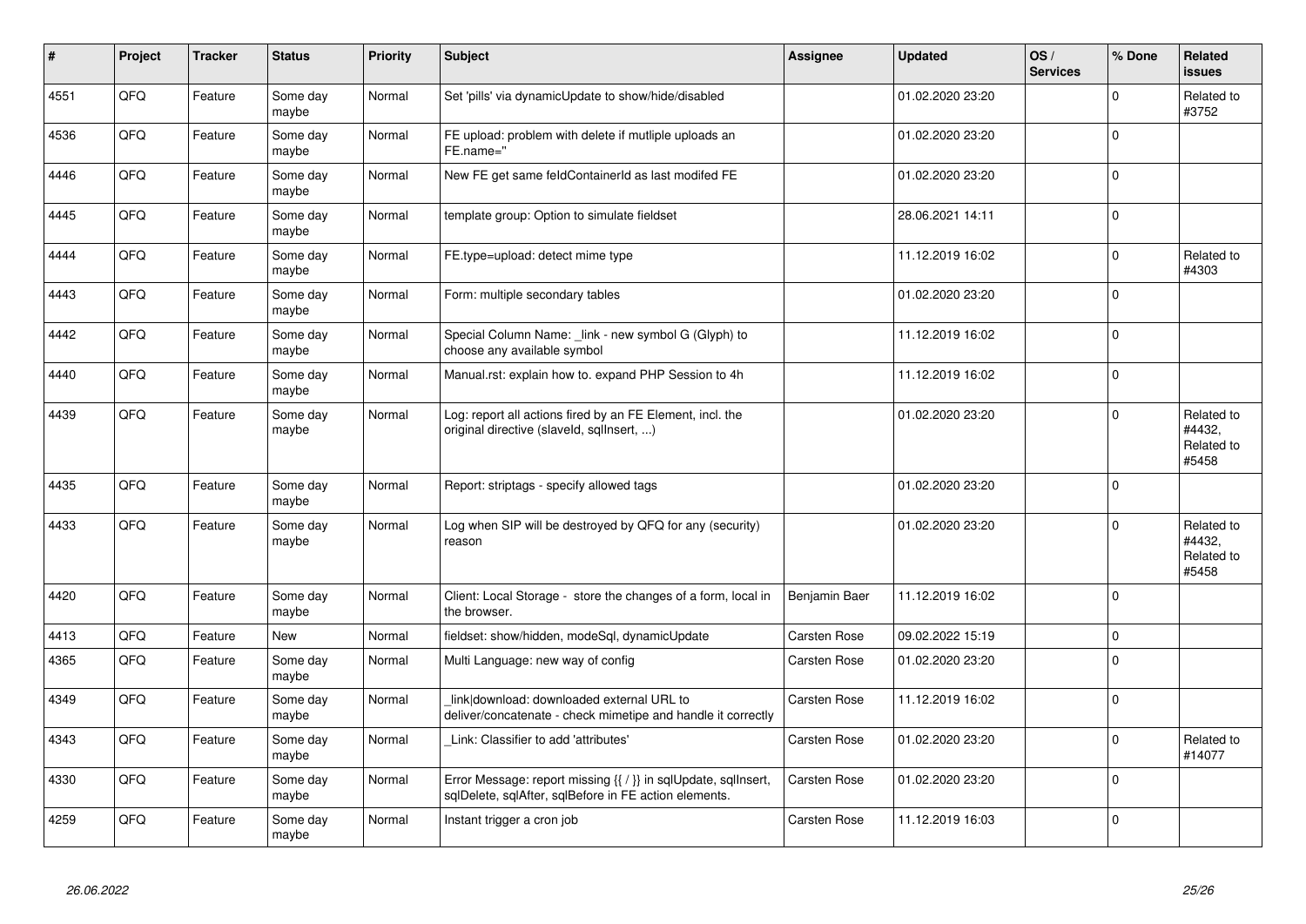| # | Project | Tracker | Status | Priority | Subject | Assignee | Updated | OS / Services | % Done | Related issues |
|---|---|---|---|---|---|---|---|---|---|---|
| 4551 | QFQ | Feature | Some day maybe | Normal | Set 'pills' via dynamicUpdate to show/hide/disabled | | 01.02.2020 23:20 | | 0 | Related to #3752 |
| 4536 | QFQ | Feature | Some day maybe | Normal | FE upload: problem with delete if mutliple uploads an FE.name=" | | 01.02.2020 23:20 | | 0 | |
| 4446 | QFQ | Feature | Some day maybe | Normal | New FE get same feldContainerId as last modifed FE | | 01.02.2020 23:20 | | 0 | |
| 4445 | QFQ | Feature | Some day maybe | Normal | template group: Option to simulate fieldset | | 28.06.2021 14:11 | | 0 | |
| 4444 | QFQ | Feature | Some day maybe | Normal | FE.type=upload: detect mime type | | 11.12.2019 16:02 | | 0 | Related to #4303 |
| 4443 | QFQ | Feature | Some day maybe | Normal | Form: multiple secondary tables | | 01.02.2020 23:20 | | 0 | |
| 4442 | QFQ | Feature | Some day maybe | Normal | Special Column Name: _link - new symbol G (Glyph) to choose any available symbol | | 11.12.2019 16:02 | | 0 | |
| 4440 | QFQ | Feature | Some day maybe | Normal | Manual.rst: explain how to. expand PHP Session to 4h | | 11.12.2019 16:02 | | 0 | |
| 4439 | QFQ | Feature | Some day maybe | Normal | Log: report all actions fired by an FE Element, incl. the original directive (slaveId, sqlInsert, ...) | | 01.02.2020 23:20 | | 0 | Related to #4432, Related to #5458 |
| 4435 | QFQ | Feature | Some day maybe | Normal | Report: striptags - specify allowed tags | | 01.02.2020 23:20 | | 0 | |
| 4433 | QFQ | Feature | Some day maybe | Normal | Log when SIP will be destroyed by QFQ for any (security) reason | | 01.02.2020 23:20 | | 0 | Related to #4432, Related to #5458 |
| 4420 | QFQ | Feature | Some day maybe | Normal | Client: Local Storage - store the changes of a form, local in the browser. | Benjamin Baer | 11.12.2019 16:02 | | 0 | |
| 4413 | QFQ | Feature | New | Normal | fieldset: show/hidden, modeSql, dynamicUpdate | Carsten Rose | 09.02.2022 15:19 | | 0 | |
| 4365 | QFQ | Feature | Some day maybe | Normal | Multi Language: new way of config | Carsten Rose | 01.02.2020 23:20 | | 0 | |
| 4349 | QFQ | Feature | Some day maybe | Normal | _link\|download: downloaded external URL to deliver/concatenate - check mimetipe and handle it correctly | Carsten Rose | 11.12.2019 16:02 | | 0 | |
| 4343 | QFQ | Feature | Some day maybe | Normal | _Link: Classifier to add 'attributes' | Carsten Rose | 01.02.2020 23:20 | | 0 | Related to #14077 |
| 4330 | QFQ | Feature | Some day maybe | Normal | Error Message: report missing {{ / }} in sqlUpdate, sqlInsert, sqlDelete, sqlAfter, sqlBefore in FE action elements. | Carsten Rose | 01.02.2020 23:20 | | 0 | |
| 4259 | QFQ | Feature | Some day maybe | Normal | Instant trigger a cron job | Carsten Rose | 11.12.2019 16:03 | | 0 | |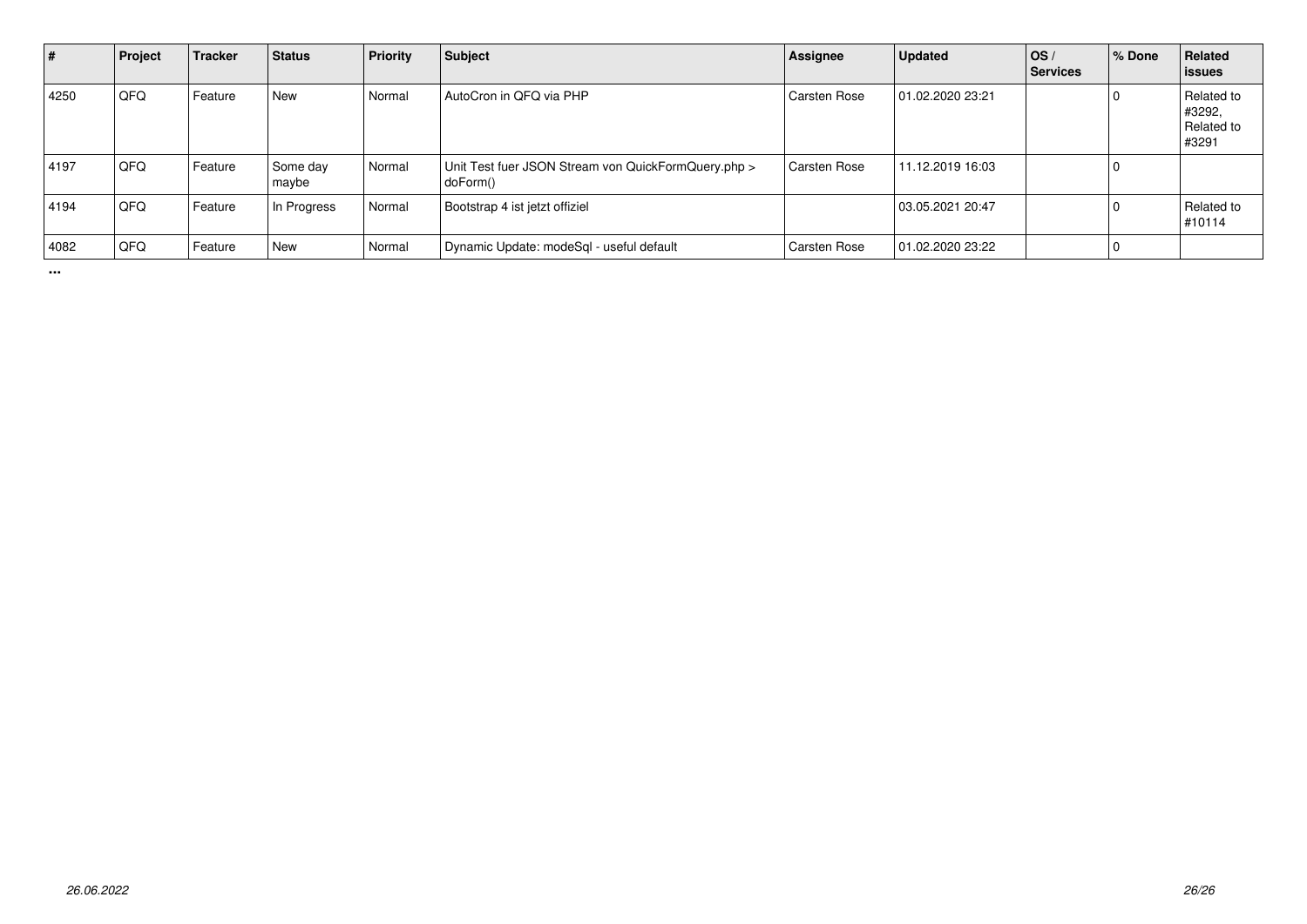| # | Project | Tracker | Status | Priority | Subject | Assignee | Updated | OS / Services | % Done | Related issues |
|---|---|---|---|---|---|---|---|---|---|---|
| 4250 | QFQ | Feature | New | Normal | AutoCron in QFQ via PHP | Carsten Rose | 01.02.2020 23:21 | | 0 | Related to #3292, Related to #3291 |
| 4197 | QFQ | Feature | Some day maybe | Normal | Unit Test fuer JSON Stream von QuickFormQuery.php > doForm() | Carsten Rose | 11.12.2019 16:03 | | 0 | |
| 4194 | QFQ | Feature | In Progress | Normal | Bootstrap 4 ist jetzt offiziel | | 03.05.2021 20:47 | | 0 | Related to #10114 |
| 4082 | QFQ | Feature | New | Normal | Dynamic Update: modeSql - useful default | Carsten Rose | 01.02.2020 23:22 | | 0 | |

**...**